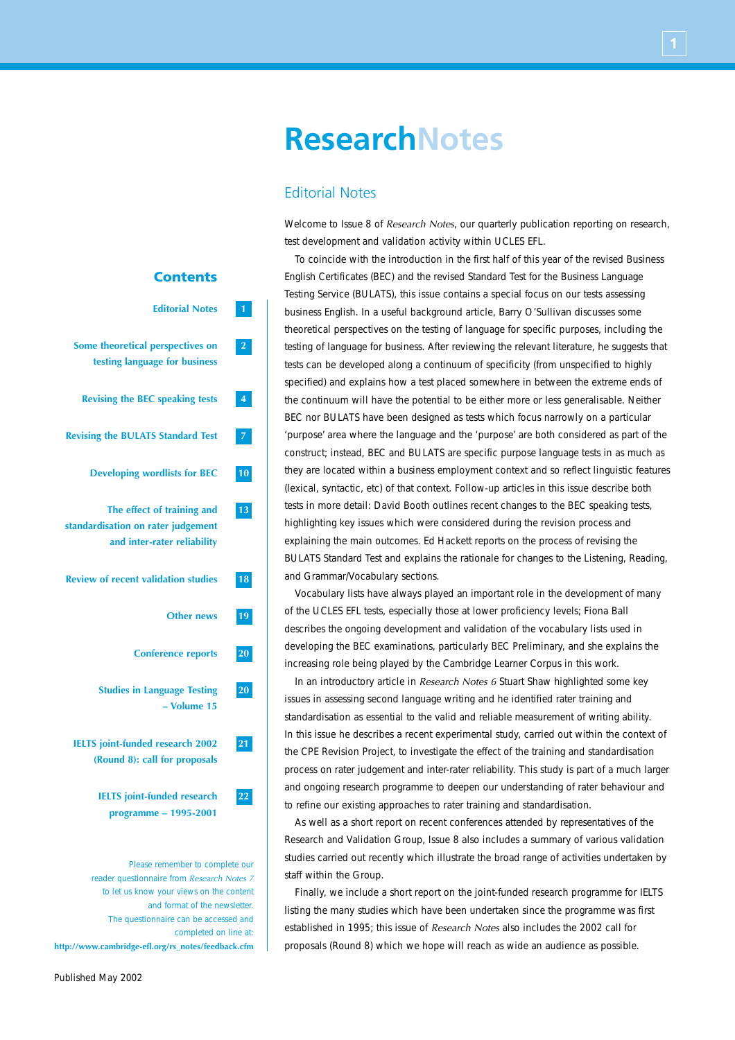# ResearchNotes

## Contents

| | |
|---|---|
| Editorial Notes | 1 |
| Some theoretical perspectives on testing language for business | 2 |
| Revising the BEC speaking tests | 4 |
| Revising the BULATS Standard Test | 7 |
| Developing wordlists for BEC | 10 |
| The effect of training and standardisation on rater judgement and inter-rater reliability | 13 |
| Review of recent validation studies | 18 |
| Other news | 19 |
| Conference reports | 20 |
| Studies in Language Testing – Volume 15 | 20 |
| IELTS joint-funded research 2002 (Round 8): call for proposals | 21 |
| IELTS joint-funded research programme – 1995-2001 | 22 |

Please remember to complete our reader questionnaire from *Research Notes 7* to let us know your views on the content and format of the newsletter. The questionnaire can be accessed and completed on line at: http://www.cambridge-efl.org/rs_notes/feedback.cfm

Published May 2002

## Editorial Notes

Welcome to Issue 8 of *Research Notes*, our quarterly publication reporting on research, test development and validation activity within UCLES EFL.

To coincide with the introduction in the first half of this year of the revised Business English Certificates (BEC) and the revised Standard Test for the Business Language Testing Service (BULATS), this issue contains a special focus on our tests assessing business English. In a useful background article, Barry O'Sullivan discusses some theoretical perspectives on the testing of language for specific purposes, including the testing of language for business. After reviewing the relevant literature, he suggests that tests can be developed along a continuum of specificity (from unspecified to highly specified) and explains how a test placed somewhere in between the extreme ends of the continuum will have the potential to be either more or less generalisable. Neither BEC nor BULATS have been designed as tests which focus narrowly on a particular 'purpose' area where the language and the 'purpose' are both considered as part of the construct; instead, BEC and BULATS are specific purpose language tests in as much as they are located within a business employment context and so reflect linguistic features (lexical, syntactic, etc) of that context. Follow-up articles in this issue describe both tests in more detail: David Booth outlines recent changes to the BEC speaking tests, highlighting key issues which were considered during the revision process and explaining the main outcomes. Ed Hackett reports on the process of revising the BULATS Standard Test and explains the rationale for changes to the Listening, Reading, and Grammar/Vocabulary sections.

Vocabulary lists have always played an important role in the development of many of the UCLES EFL tests, especially those at lower proficiency levels; Fiona Ball describes the ongoing development and validation of the vocabulary lists used in developing the BEC examinations, particularly BEC Preliminary, and she explains the increasing role being played by the Cambridge Learner Corpus in this work.

In an introductory article in *Research Notes 6* Stuart Shaw highlighted some key issues in assessing second language writing and he identified rater training and standardisation as essential to the valid and reliable measurement of writing ability. In this issue he describes a recent experimental study, carried out within the context of the CPE Revision Project, to investigate the effect of the training and standardisation process on rater judgement and inter-rater reliability. This study is part of a much larger and ongoing research programme to deepen our understanding of rater behaviour and to refine our existing approaches to rater training and standardisation.

As well as a short report on recent conferences attended by representatives of the Research and Validation Group, Issue 8 also includes a summary of various validation studies carried out recently which illustrate the broad range of activities undertaken by staff within the Group.

Finally, we include a short report on the joint-funded research programme for IELTS listing the many studies which have been undertaken since the programme was first established in 1995; this issue of *Research Notes* also includes the 2002 call for proposals (Round 8) which we hope will reach as wide an audience as possible.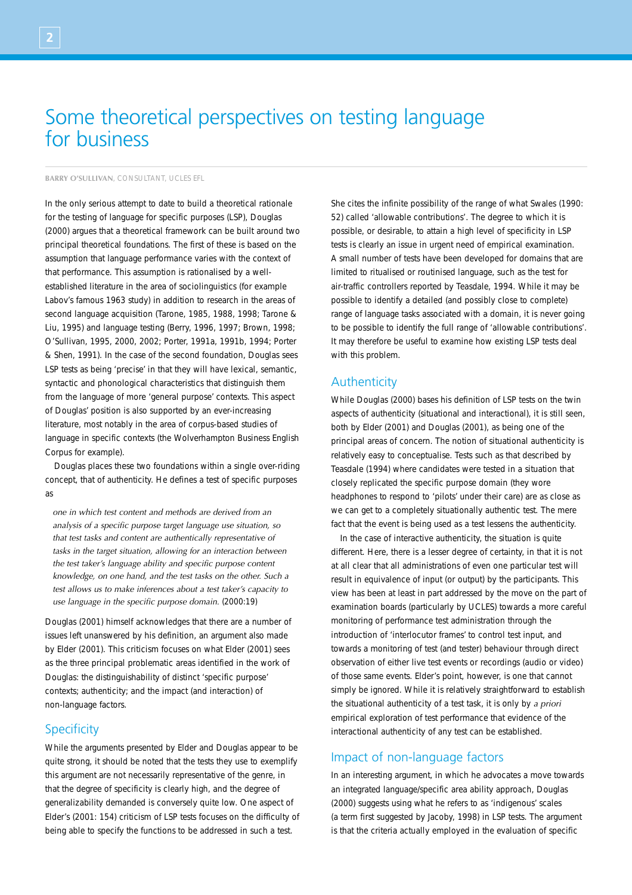# Some theoretical perspectives on testing language for business

BARRY O'SULLIVAN, CONSULTANT, UCLES EFL

In the only serious attempt to date to build a theoretical rationale for the testing of language for specific purposes (LSP), Douglas (2000) argues that a theoretical framework can be built around two principal theoretical foundations. The first of these is based on the assumption that language performance varies with the context of that performance. This assumption is rationalised by a well-established literature in the area of sociolinguistics (for example Labov's famous 1963 study) in addition to research in the areas of second language acquisition (Tarone, 1985, 1988, 1998; Tarone & Liu, 1995) and language testing (Berry, 1996, 1997; Brown, 1998; O'Sullivan, 1995, 2000, 2002; Porter, 1991a, 1991b, 1994; Porter & Shen, 1991). In the case of the second foundation, Douglas sees LSP tests as being 'precise' in that they will have lexical, semantic, syntactic and phonological characteristics that distinguish them from the language of more 'general purpose' contexts. This aspect of Douglas' position is also supported by an ever-increasing literature, most notably in the area of corpus-based studies of language in specific contexts (the Wolverhampton Business English Corpus for example).

Douglas places these two foundations within a single over-riding concept, that of authenticity. He defines a test of specific purposes as

> *one in which test content and methods are derived from an analysis of a specific purpose target language use situation, so that test tasks and content are authentically representative of tasks in the target situation, allowing for an interaction between the test taker's language ability and specific purpose content knowledge, on one hand, and the test tasks on the other. Such a test allows us to make inferences about a test taker's capacity to use language in the specific purpose domain.* (2000:19)

Douglas (2001) himself acknowledges that there are a number of issues left unanswered by his definition, an argument also made by Elder (2001). This criticism focuses on what Elder (2001) sees as the three principal problematic areas identified in the work of Douglas: the distinguishability of distinct 'specific purpose' contexts; authenticity; and the impact (and interaction) of non-language factors.

## Specificity

While the arguments presented by Elder and Douglas appear to be quite strong, it should be noted that the tests they use to exemplify this argument are not necessarily representative of the genre, in that the degree of specificity is clearly high, and the degree of generalizability demanded is conversely quite low. One aspect of Elder's (2001: 154) criticism of LSP tests focuses on the difficulty of being able to specify the functions to be addressed in such a test. She cites the infinite possibility of the range of what Swales (1990: 52) called 'allowable contributions'. The degree to which it is possible, or desirable, to attain a high level of specificity in LSP tests is clearly an issue in urgent need of empirical examination. A small number of tests have been developed for domains that are limited to ritualised or routinised language, such as the test for air-traffic controllers reported by Teasdale, 1994. While it may be possible to identify a detailed (and possibly close to complete) range of language tasks associated with a domain, it is never going to be possible to identify the full range of 'allowable contributions'. It may therefore be useful to examine how existing LSP tests deal with this problem.

## Authenticity

While Douglas (2000) bases his definition of LSP tests on the twin aspects of authenticity (situational and interactional), it is still seen, both by Elder (2001) and Douglas (2001), as being one of the principal areas of concern. The notion of situational authenticity is relatively easy to conceptualise. Tests such as that described by Teasdale (1994) where candidates were tested in a situation that closely replicated the specific purpose domain (they wore headphones to respond to 'pilots' under their care) are as close as we can get to a completely situationally authentic test. The mere fact that the event is being used as a test lessens the authenticity.

In the case of interactive authenticity, the situation is quite different. Here, there is a lesser degree of certainty, in that it is not at all clear that all administrations of even one particular test will result in equivalence of input (or output) by the participants. This view has been at least in part addressed by the move on the part of examination boards (particularly by UCLES) towards a more careful monitoring of performance test administration through the introduction of 'interlocutor frames' to control test input, and towards a monitoring of test (and tester) behaviour through direct observation of either live test events or recordings (audio or video) of those same events. Elder's point, however, is one that cannot simply be ignored. While it is relatively straightforward to establish the situational authenticity of a test task, it is only by *a priori* empirical exploration of test performance that evidence of the interactional authenticity of any test can be established.

## Impact of non-language factors

In an interesting argument, in which he advocates a move towards an integrated language/specific area ability approach, Douglas (2000) suggests using what he refers to as 'indigenous' scales (a term first suggested by Jacoby, 1998) in LSP tests. The argument is that the criteria actually employed in the evaluation of specific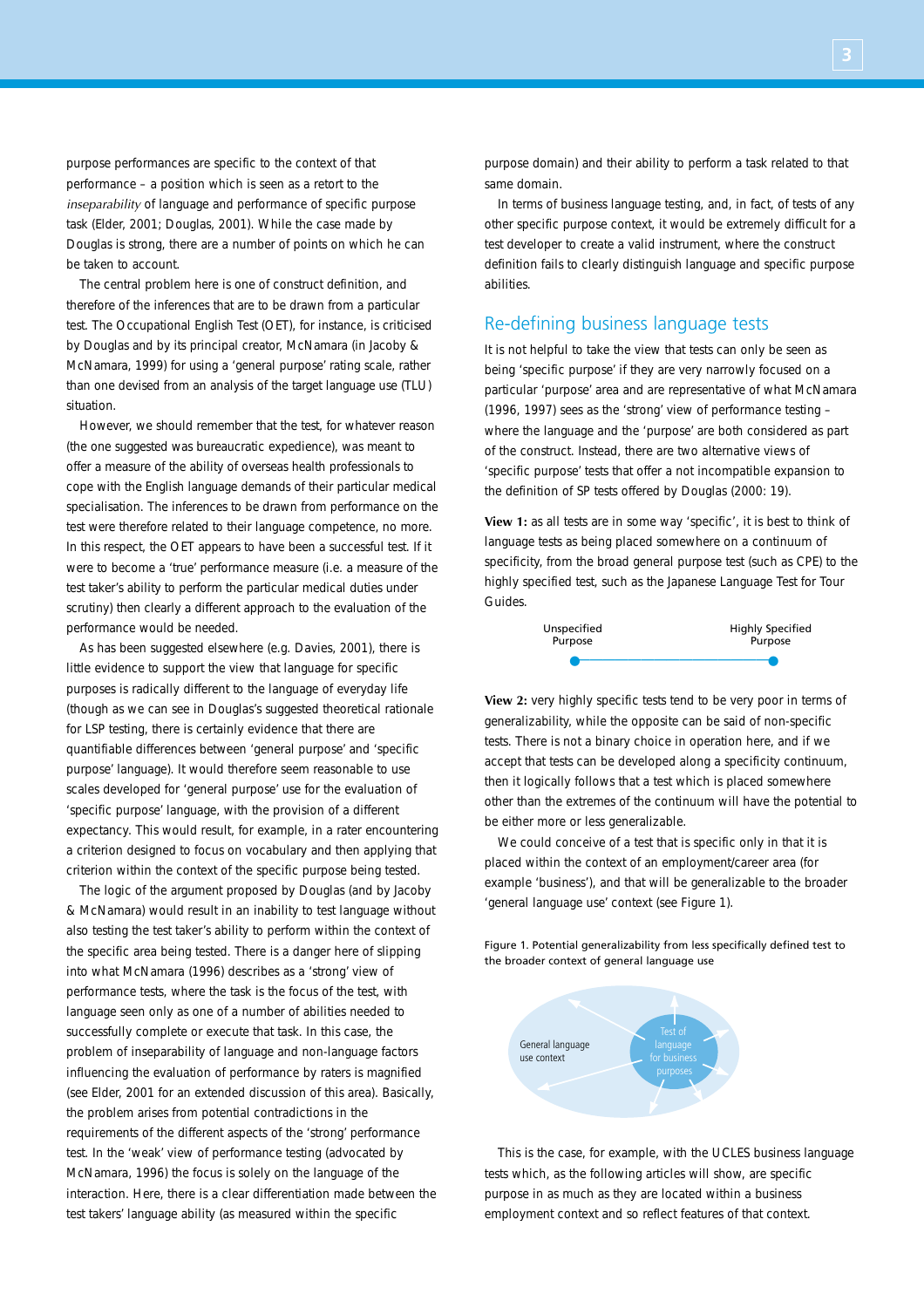purpose performances are specific to the context of that performance – a position which is seen as a retort to the *inseparability* of language and performance of specific purpose task (Elder, 2001; Douglas, 2001). While the case made by Douglas is strong, there are a number of points on which he can be taken to account.

The central problem here is one of construct definition, and therefore of the inferences that are to be drawn from a particular test. The Occupational English Test (OET), for instance, is criticised by Douglas and by its principal creator, McNamara (in Jacoby & McNamara, 1999) for using a 'general purpose' rating scale, rather than one devised from an analysis of the target language use (TLU) situation.

However, we should remember that the test, for whatever reason (the one suggested was bureaucratic expedience), was meant to offer a measure of the ability of overseas health professionals to cope with the English language demands of their particular medical specialisation. The inferences to be drawn from performance on the test were therefore related to their language competence, no more. In this respect, the OET appears to have been a successful test. If it were to become a 'true' performance measure (i.e. a measure of the test taker's ability to perform the particular medical duties under scrutiny) then clearly a different approach to the evaluation of the performance would be needed.

As has been suggested elsewhere (e.g. Davies, 2001), there is little evidence to support the view that language for specific purposes is radically different to the language of everyday life (though as we can see in Douglas's suggested theoretical rationale for LSP testing, there is certainly evidence that there are quantifiable differences between 'general purpose' and 'specific purpose' language). It would therefore seem reasonable to use scales developed for 'general purpose' use for the evaluation of 'specific purpose' language, with the provision of a different expectancy. This would result, for example, in a rater encountering a criterion designed to focus on vocabulary and then applying that criterion within the context of the specific purpose being tested.

The logic of the argument proposed by Douglas (and by Jacoby & McNamara) would result in an inability to test language without also testing the test taker's ability to perform within the context of the specific area being tested. There is a danger here of slipping into what McNamara (1996) describes as a 'strong' view of performance tests, where the task is the focus of the test, with language seen only as one of a number of abilities needed to successfully complete or execute that task. In this case, the problem of inseparability of language and non-language factors influencing the evaluation of performance by raters is magnified (see Elder, 2001 for an extended discussion of this area). Basically, the problem arises from potential contradictions in the requirements of the different aspects of the 'strong' performance test. In the 'weak' view of performance testing (advocated by McNamara, 1996) the focus is solely on the language of the interaction. Here, there is a clear differentiation made between the test takers' language ability (as measured within the specific purpose domain) and their ability to perform a task related to that same domain.

In terms of business language testing, and, in fact, of tests of any other specific purpose context, it would be extremely difficult for a test developer to create a valid instrument, where the construct definition fails to clearly distinguish language and specific purpose abilities.

## Re-defining business language tests

It is not helpful to take the view that tests can only be seen as being 'specific purpose' if they are very narrowly focused on a particular 'purpose' area and are representative of what McNamara (1996, 1997) sees as the 'strong' view of performance testing – where the language and the 'purpose' are both considered as part of the construct. Instead, there are two alternative views of 'specific purpose' tests that offer a not incompatible expansion to the definition of SP tests offered by Douglas (2000: 19).

**View 1:** as all tests are in some way 'specific', it is best to think of language tests as being placed somewhere on a continuum of specificity, from the broad general purpose test (such as CPE) to the highly specified test, such as the Japanese Language Test for Tour Guides.

Unspecified Purpose ●————————● Highly Specified Purpose

**View 2:** very highly specific tests tend to be very poor in terms of generalizability, while the opposite can be said of non-specific tests. There is not a binary choice in operation here, and if we accept that tests can be developed along a specificity continuum, then it logically follows that a test which is placed somewhere other than the extremes of the continuum will have the potential to be either more or less generalizable.

We could conceive of a test that is specific only in that it is placed within the context of an employment/career area (for example 'business'), and that will be generalizable to the broader 'general language use' context (see Figure 1).

Figure 1. Potential generalizability from less specifically defined test to the broader context of general language use

General language use context — Test of language for business purposes

This is the case, for example, with the UCLES business language tests which, as the following articles will show, are specific purpose in as much as they are located within a business employment context and so reflect features of that context.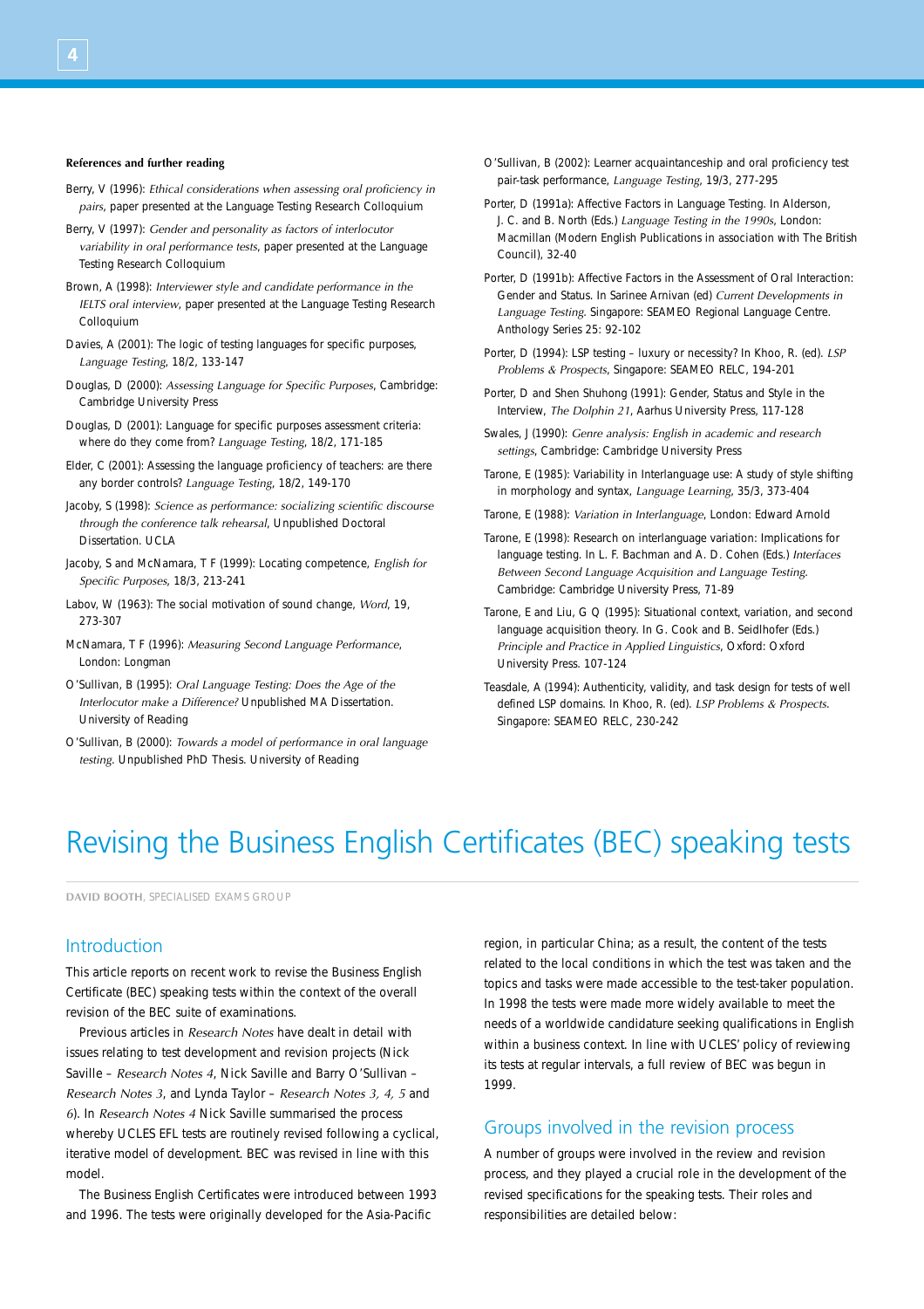#### References and further reading

Berry, V (1996): *Ethical considerations when assessing oral proficiency in pairs*, paper presented at the Language Testing Research Colloquium

Berry, V (1997): *Gender and personality as factors of interlocutor variability in oral performance tests*, paper presented at the Language Testing Research Colloquium

Brown, A (1998): *Interviewer style and candidate performance in the IELTS oral interview*, paper presented at the Language Testing Research Colloquium

Davies, A (2001): The logic of testing languages for specific purposes, *Language Testing*, 18/2, 133-147

Douglas, D (2000): *Assessing Language for Specific Purposes*, Cambridge: Cambridge University Press

Douglas, D (2001): Language for specific purposes assessment criteria: where do they come from? *Language Testing*, 18/2, 171-185

Elder, C (2001): Assessing the language proficiency of teachers: are there any border controls? *Language Testing*, 18/2, 149-170

Jacoby, S (1998): *Science as performance: socializing scientific discourse through the conference talk rehearsal*, Unpublished Doctoral Dissertation. UCLA

Jacoby, S and McNamara, T F (1999): Locating competence, *English for Specific Purposes*, 18/3, 213-241

Labov, W (1963): The social motivation of sound change, *Word*, 19, 273-307

McNamara, T F (1996): *Measuring Second Language Performance*, London: Longman

O'Sullivan, B (1995): *Oral Language Testing: Does the Age of the Interlocutor make a Difference?* Unpublished MA Dissertation. University of Reading

O'Sullivan, B (2000): *Towards a model of performance in oral language testing*. Unpublished PhD Thesis. University of Reading

O'Sullivan, B (2002): Learner acquaintanceship and oral proficiency test pair-task performance, *Language Testing*, 19/3, 277-295

Porter, D (1991a): Affective Factors in Language Testing. In Alderson, J. C. and B. North (Eds.) *Language Testing in the 1990s*, London: Macmillan (Modern English Publications in association with The British Council), 32-40

Porter, D (1991b): Affective Factors in the Assessment of Oral Interaction: Gender and Status. In Sarinee Arnivan (ed) *Current Developments in Language Testing*. Singapore: SEAMEO Regional Language Centre. Anthology Series 25: 92-102

Porter, D (1994): LSP testing – luxury or necessity? In Khoo, R. (ed). *LSP Problems & Prospects*, Singapore: SEAMEO RELC, 194-201

Porter, D and Shen Shuhong (1991): Gender, Status and Style in the Interview, *The Dolphin 21*, Aarhus University Press, 117-128

Swales, J (1990): *Genre analysis: English in academic and research settings*, Cambridge: Cambridge University Press

Tarone, E (1985): Variability in Interlanguage use: A study of style shifting in morphology and syntax, *Language Learning*, 35/3, 373-404

Tarone, E (1988): *Variation in Interlanguage*, London: Edward Arnold

Tarone, E (1998): Research on interlanguage variation: Implications for language testing. In L. F. Bachman and A. D. Cohen (Eds.) *Interfaces Between Second Language Acquisition and Language Testing*. Cambridge: Cambridge University Press, 71-89

Tarone, E and Liu, G Q (1995): Situational context, variation, and second language acquisition theory. In G. Cook and B. Seidlhofer (Eds.) *Principle and Practice in Applied Linguistics*, Oxford: Oxford University Press. 107-124

Teasdale, A (1994): Authenticity, validity, and task design for tests of well defined LSP domains. In Khoo, R. (ed). *LSP Problems & Prospects*. Singapore: SEAMEO RELC, 230-242

# Revising the Business English Certificates (BEC) speaking tests

**DAVID BOOTH**, SPECIALISED EXAMS GROUP

## Introduction

This article reports on recent work to revise the Business English Certificate (BEC) speaking tests within the context of the overall revision of the BEC suite of examinations.

Previous articles in *Research Notes* have dealt in detail with issues relating to test development and revision projects (Nick Saville – *Research Notes 4*, Nick Saville and Barry O'Sullivan – *Research Notes 3*, and Lynda Taylor – *Research Notes 3, 4, 5* and *6*). In *Research Notes 4* Nick Saville summarised the process whereby UCLES EFL tests are routinely revised following a cyclical, iterative model of development. BEC was revised in line with this model.

The Business English Certificates were introduced between 1993 and 1996. The tests were originally developed for the Asia-Pacific region, in particular China; as a result, the content of the tests related to the local conditions in which the test was taken and the topics and tasks were made accessible to the test-taker population. In 1998 the tests were made more widely available to meet the needs of a worldwide candidature seeking qualifications in English within a business context. In line with UCLES' policy of reviewing its tests at regular intervals, a full review of BEC was begun in 1999.

## Groups involved in the revision process

A number of groups were involved in the review and revision process, and they played a crucial role in the development of the revised specifications for the speaking tests. Their roles and responsibilities are detailed below: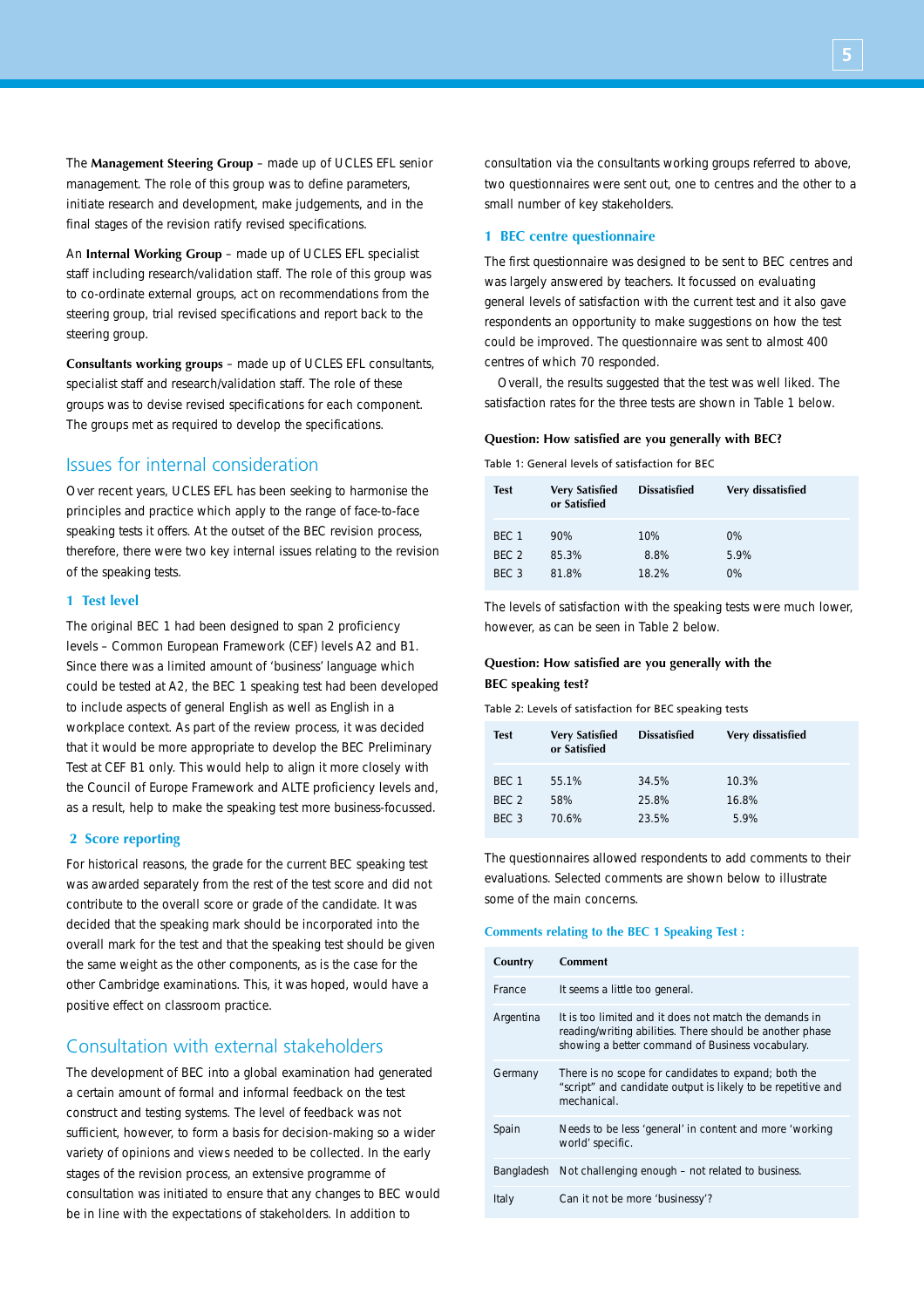The **Management Steering Group** – made up of UCLES EFL senior management. The role of this group was to define parameters, initiate research and development, make judgements, and in the final stages of the revision ratify revised specifications.

An **Internal Working Group** – made up of UCLES EFL specialist staff including research/validation staff. The role of this group was to co-ordinate external groups, act on recommendations from the steering group, trial revised specifications and report back to the steering group.

**Consultants working groups** – made up of UCLES EFL consultants, specialist staff and research/validation staff. The role of these groups was to devise revised specifications for each component. The groups met as required to develop the specifications.

## Issues for internal consideration

Over recent years, UCLES EFL has been seeking to harmonise the principles and practice which apply to the range of face-to-face speaking tests it offers. At the outset of the BEC revision process, therefore, there were two key internal issues relating to the revision of the speaking tests.

### 1 Test level

The original BEC 1 had been designed to span 2 proficiency levels – Common European Framework (CEF) levels A2 and B1. Since there was a limited amount of 'business' language which could be tested at A2, the BEC 1 speaking test had been developed to include aspects of general English as well as English in a workplace context. As part of the review process, it was decided that it would be more appropriate to develop the BEC Preliminary Test at CEF B1 only. This would help to align it more closely with the Council of Europe Framework and ALTE proficiency levels and, as a result, help to make the speaking test more business-focussed.

### 2 Score reporting

For historical reasons, the grade for the current BEC speaking test was awarded separately from the rest of the test score and did not contribute to the overall score or grade of the candidate. It was decided that the speaking mark should be incorporated into the overall mark for the test and that the speaking test should be given the same weight as the other components, as is the case for the other Cambridge examinations. This, it was hoped, would have a positive effect on classroom practice.

## Consultation with external stakeholders

The development of BEC into a global examination had generated a certain amount of formal and informal feedback on the test construct and testing systems. The level of feedback was not sufficient, however, to form a basis for decision-making so a wider variety of opinions and views needed to be collected. In the early stages of the revision process, an extensive programme of consultation was initiated to ensure that any changes to BEC would be in line with the expectations of stakeholders. In addition to consultation via the consultants working groups referred to above, two questionnaires were sent out, one to centres and the other to a small number of key stakeholders.

### 1 BEC centre questionnaire

The first questionnaire was designed to be sent to BEC centres and was largely answered by teachers. It focussed on evaluating general levels of satisfaction with the current test and it also gave respondents an opportunity to make suggestions on how the test could be improved. The questionnaire was sent to almost 400 centres of which 70 responded.

Overall, the results suggested that the test was well liked. The satisfaction rates for the three tests are shown in Table 1 below.

**Question: How satisfied are you generally with BEC?**

Table 1: General levels of satisfaction for BEC

| Test | Very Satisfied or Satisfied | Dissatisfied | Very dissatisfied |
|---|---|---|---|
| BEC 1 | 90% | 10% | 0% |
| BEC 2 | 85.3% | 8.8% | 5.9% |
| BEC 3 | 81.8% | 18.2% | 0% |

The levels of satisfaction with the speaking tests were much lower, however, as can be seen in Table 2 below.

**Question: How satisfied are you generally with the BEC speaking test?**

Table 2: Levels of satisfaction for BEC speaking tests

| Test | Very Satisfied or Satisfied | Dissatisfied | Very dissatisfied |
|---|---|---|---|
| BEC 1 | 55.1% | 34.5% | 10.3% |
| BEC 2 | 58% | 25.8% | 16.8% |
| BEC 3 | 70.6% | 23.5% | 5.9% |

The questionnaires allowed respondents to add comments to their evaluations. Selected comments are shown below to illustrate some of the main concerns.

**Comments relating to the BEC 1 Speaking Test :**

| Country | Comment |
|---|---|
| France | It seems a little too general. |
| Argentina | It is too limited and it does not match the demands in reading/writing abilities. There should be another phase showing a better command of Business vocabulary. |
| Germany | There is no scope for candidates to expand; both the "script" and candidate output is likely to be repetitive and mechanical. |
| Spain | Needs to be less 'general' in content and more 'working world' specific. |
| Bangladesh | Not challenging enough – not related to business. |
| Italy | Can it not be more 'businessy'? |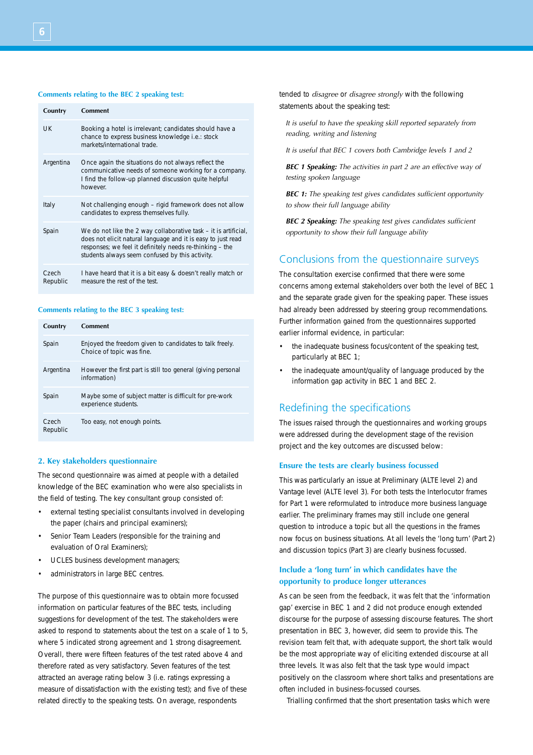**Comments relating to the BEC 2 speaking test:**

| Country | Comment |
|---|---|
| UK | Booking a hotel is irrelevant; candidates should have a chance to express business knowledge i.e.: stock markets/international trade. |
| Argentina | Once again the situations do not always reflect the communicative needs of someone working for a company. I find the follow-up planned discussion quite helpful however. |
| Italy | Not challenging enough – rigid framework does not allow candidates to express themselves fully. |
| Spain | We do not like the 2 way collaborative task – it is artificial, does not elicit natural language and it is easy to just read responses; we feel it definitely needs re-thinking – the students always seem confused by this activity. |
| Czech Republic | I have heard that it is a bit easy & doesn't really match or measure the rest of the test. |

**Comments relating to the BEC 3 speaking test:**

| Country | Comment |
|---|---|
| Spain | Enjoyed the freedom given to candidates to talk freely. Choice of topic was fine. |
| Argentina | However the first part is still too general (giving personal information) |
| Spain | Maybe some of subject matter is difficult for pre-work experience students. |
| Czech Republic | Too easy, not enough points. |

### 2. Key stakeholders questionnaire

The second questionnaire was aimed at people with a detailed knowledge of the BEC examination who were also specialists in the field of testing. The key consultant group consisted of:

- external testing specialist consultants involved in developing the paper (chairs and principal examiners);
- Senior Team Leaders (responsible for the training and evaluation of Oral Examiners);
- UCLES business development managers;
- administrators in large BEC centres.

The purpose of this questionnaire was to obtain more focussed information on particular features of the BEC tests, including suggestions for development of the test. The stakeholders were asked to respond to statements about the test on a scale of 1 to 5, where 5 indicated strong agreement and 1 strong disagreement. Overall, there were fifteen features of the test rated above 4 and therefore rated as very satisfactory. Seven features of the test attracted an average rating below 3 (i.e. ratings expressing a measure of dissatisfaction with the existing test); and five of these related directly to the speaking tests. On average, respondents tended to *disagree* or *disagree strongly* with the following statements about the speaking test:

*It is useful to have the speaking skill reported separately from reading, writing and listening*

*It is useful that BEC 1 covers both Cambridge levels 1 and 2*

***BEC 1 Speaking:** The activities in part 2 are an effective way of testing spoken language*

***BEC 1:** The speaking test gives candidates sufficient opportunity to show their full language ability*

***BEC 2 Speaking:** The speaking test gives candidates sufficient opportunity to show their full language ability*

## Conclusions from the questionnaire surveys

The consultation exercise confirmed that there were some concerns among external stakeholders over both the level of BEC 1 and the separate grade given for the speaking paper. These issues had already been addressed by steering group recommendations. Further information gained from the questionnaires supported earlier informal evidence, in particular:

- the inadequate business focus/content of the speaking test, particularly at BEC 1;
- the inadequate amount/quality of language produced by the information gap activity in BEC 1 and BEC 2.

## Redefining the specifications

The issues raised through the questionnaires and working groups were addressed during the development stage of the revision project and the key outcomes are discussed below:

### Ensure the tests are clearly business focussed

This was particularly an issue at Preliminary (ALTE level 2) and Vantage level (ALTE level 3). For both tests the Interlocutor frames for Part 1 were reformulated to introduce more business language earlier. The preliminary frames may still include one general question to introduce a topic but all the questions in the frames now focus on business situations. At all levels the 'long turn' (Part 2) and discussion topics (Part 3) are clearly business focussed.

### Include a 'long turn' in which candidates have the opportunity to produce longer utterances

As can be seen from the feedback, it was felt that the 'information gap' exercise in BEC 1 and 2 did not produce enough extended discourse for the purpose of assessing discourse features. The short presentation in BEC 3, however, did seem to provide this. The revision team felt that, with adequate support, the short talk would be the most appropriate way of eliciting extended discourse at all three levels. It was also felt that the task type would impact positively on the classroom where short talks and presentations are often included in business-focussed courses.

Trialling confirmed that the short presentation tasks which were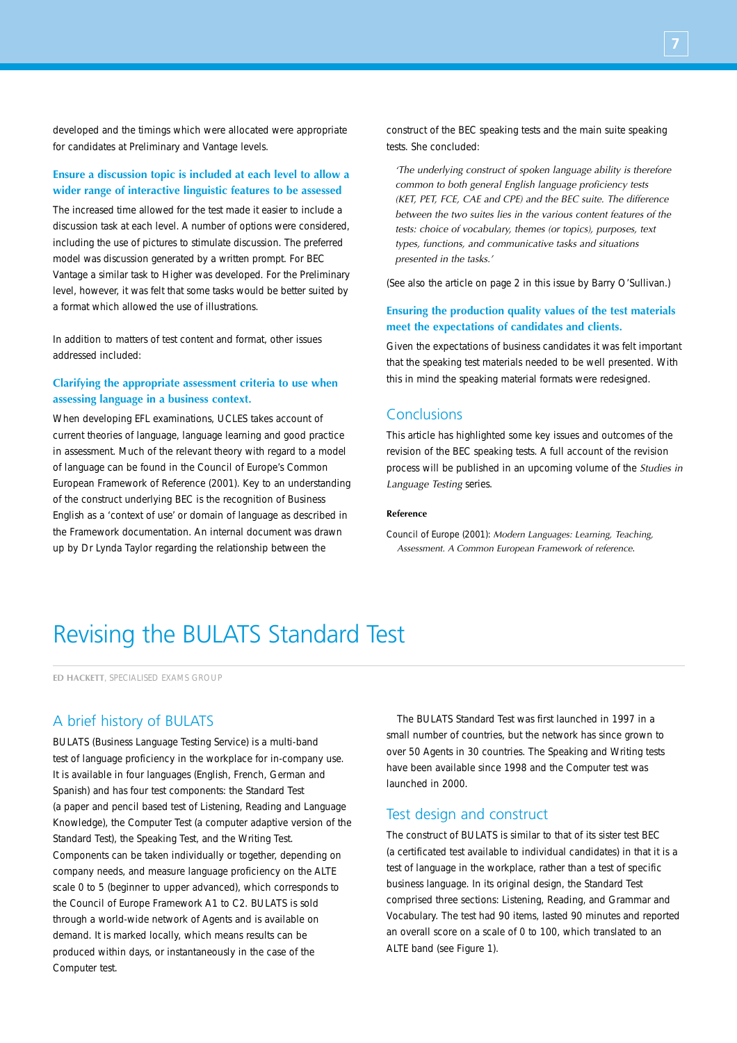developed and the timings which were allocated were appropriate for candidates at Preliminary and Vantage levels.

### Ensure a discussion topic is included at each level to allow a wider range of interactive linguistic features to be assessed

The increased time allowed for the test made it easier to include a discussion task at each level. A number of options were considered, including the use of pictures to stimulate discussion. The preferred model was discussion generated by a written prompt. For BEC Vantage a similar task to Higher was developed. For the Preliminary level, however, it was felt that some tasks would be better suited by a format which allowed the use of illustrations.

In addition to matters of test content and format, other issues addressed included:

### Clarifying the appropriate assessment criteria to use when assessing language in a business context.

When developing EFL examinations, UCLES takes account of current theories of language, language learning and good practice in assessment. Much of the relevant theory with regard to a model of language can be found in the Council of Europe's Common European Framework of Reference (2001). Key to an understanding of the construct underlying BEC is the recognition of Business English as a 'context of use' or domain of language as described in the Framework documentation. An internal document was drawn up by Dr Lynda Taylor regarding the relationship between the construct of the BEC speaking tests and the main suite speaking tests. She concluded:

> *'The underlying construct of spoken language ability is therefore common to both general English language proficiency tests (KET, PET, FCE, CAE and CPE) and the BEC suite. The difference between the two suites lies in the various content features of the tests: choice of vocabulary, themes (or topics), purposes, text types, functions, and communicative tasks and situations presented in the tasks.'*

(See also the article on page 2 in this issue by Barry O'Sullivan.)

### Ensuring the production quality values of the test materials meet the expectations of candidates and clients.

Given the expectations of business candidates it was felt important that the speaking test materials needed to be well presented. With this in mind the speaking material formats were redesigned.

## Conclusions

This article has highlighted some key issues and outcomes of the revision of the BEC speaking tests. A full account of the revision process will be published in an upcoming volume of the *Studies in Language Testing* series.

**Reference**

Council of Europe (2001): *Modern Languages: Learning, Teaching, Assessment. A Common European Framework of reference.*

# Revising the BULATS Standard Test

**ED HACKETT**, SPECIALISED EXAMS GROUP

## A brief history of BULATS

BULATS (Business Language Testing Service) is a multi-band test of language proficiency in the workplace for in-company use. It is available in four languages (English, French, German and Spanish) and has four test components: the Standard Test (a paper and pencil based test of Listening, Reading and Language Knowledge), the Computer Test (a computer adaptive version of the Standard Test), the Speaking Test, and the Writing Test. Components can be taken individually or together, depending on company needs, and measure language proficiency on the ALTE scale 0 to 5 (beginner to upper advanced), which corresponds to the Council of Europe Framework A1 to C2. BULATS is sold through a world-wide network of Agents and is available on demand. It is marked locally, which means results can be produced within days, or instantaneously in the case of the Computer test.

The BULATS Standard Test was first launched in 1997 in a small number of countries, but the network has since grown to over 50 Agents in 30 countries. The Speaking and Writing tests have been available since 1998 and the Computer test was launched in 2000.

## Test design and construct

The construct of BULATS is similar to that of its sister test BEC (a certificated test available to individual candidates) in that it is a test of language in the workplace, rather than a test of specific business language. In its original design, the Standard Test comprised three sections: Listening, Reading, and Grammar and Vocabulary. The test had 90 items, lasted 90 minutes and reported an overall score on a scale of 0 to 100, which translated to an ALTE band (see Figure 1).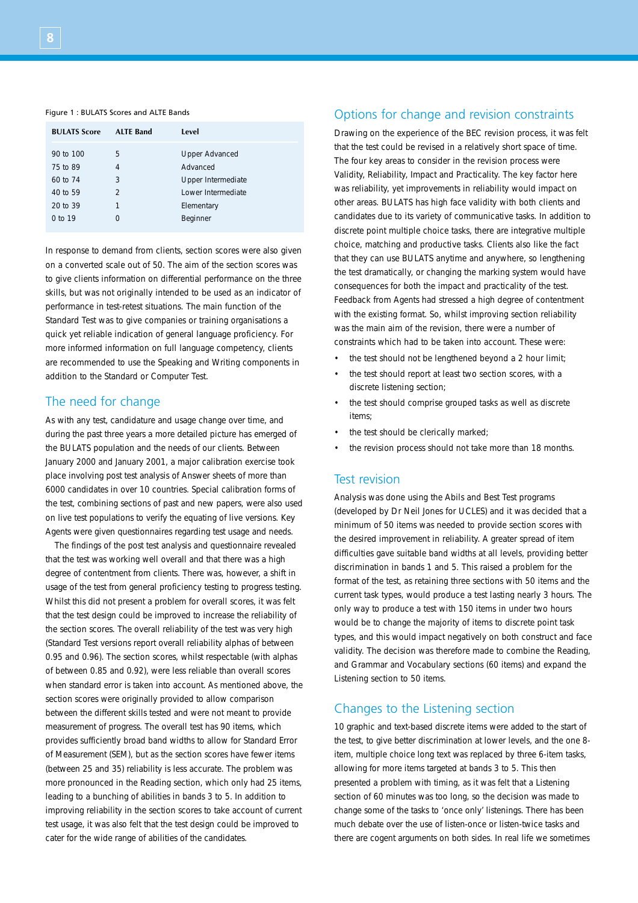Figure 1 : BULATS Scores and ALTE Bands

| BULATS Score | ALTE Band | Level |
|---|---|---|
| 90 to 100 | 5 | Upper Advanced |
| 75 to 89 | 4 | Advanced |
| 60 to 74 | 3 | Upper Intermediate |
| 40 to 59 | 2 | Lower Intermediate |
| 20 to 39 | 1 | Elementary |
| 0 to 19 | 0 | Beginner |

In response to demand from clients, section scores were also given on a converted scale out of 50. The aim of the section scores was to give clients information on differential performance on the three skills, but was not originally intended to be used as an indicator of performance in test-retest situations. The main function of the Standard Test was to give companies or training organisations a quick yet reliable indication of general language proficiency. For more informed information on full language competency, clients are recommended to use the Speaking and Writing components in addition to the Standard or Computer Test.

## The need for change

As with any test, candidature and usage change over time, and during the past three years a more detailed picture has emerged of the BULATS population and the needs of our clients. Between January 2000 and January 2001, a major calibration exercise took place involving post test analysis of Answer sheets of more than 6000 candidates in over 10 countries. Special calibration forms of the test, combining sections of past and new papers, were also used on live test populations to verify the equating of live versions. Key Agents were given questionnaires regarding test usage and needs.

The findings of the post test analysis and questionnaire revealed that the test was working well overall and that there was a high degree of contentment from clients. There was, however, a shift in usage of the test from general proficiency testing to progress testing. Whilst this did not present a problem for overall scores, it was felt that the test design could be improved to increase the reliability of the section scores. The overall reliability of the test was very high (Standard Test versions report overall reliability alphas of between 0.95 and 0.96). The section scores, whilst respectable (with alphas of between 0.85 and 0.92), were less reliable than overall scores when standard error is taken into account. As mentioned above, the section scores were originally provided to allow comparison between the different skills tested and were not meant to provide measurement of progress. The overall test has 90 items, which provides sufficiently broad band widths to allow for Standard Error of Measurement (SEM), but as the section scores have fewer items (between 25 and 35) reliability is less accurate. The problem was more pronounced in the Reading section, which only had 25 items, leading to a bunching of abilities in bands 3 to 5. In addition to improving reliability in the section scores to take account of current test usage, it was also felt that the test design could be improved to cater for the wide range of abilities of the candidates.

## Options for change and revision constraints

Drawing on the experience of the BEC revision process, it was felt that the test could be revised in a relatively short space of time. The four key areas to consider in the revision process were Validity, Reliability, Impact and Practicality. The key factor here was reliability, yet improvements in reliability would impact on other areas. BULATS has high face validity with both clients and candidates due to its variety of communicative tasks. In addition to discrete point multiple choice tasks, there are integrative multiple choice, matching and productive tasks. Clients also like the fact that they can use BULATS anytime and anywhere, so lengthening the test dramatically, or changing the marking system would have consequences for both the impact and practicality of the test. Feedback from Agents had stressed a high degree of contentment with the existing format. So, whilst improving section reliability was the main aim of the revision, there were a number of constraints which had to be taken into account. These were:

- the test should not be lengthened beyond a 2 hour limit;
- the test should report at least two section scores, with a discrete listening section;
- the test should comprise grouped tasks as well as discrete items;
- the test should be clerically marked;
- the revision process should not take more than 18 months.

## Test revision

Analysis was done using the Abils and Best Test programs (developed by Dr Neil Jones for UCLES) and it was decided that a minimum of 50 items was needed to provide section scores with the desired improvement in reliability. A greater spread of item difficulties gave suitable band widths at all levels, providing better discrimination in bands 1 and 5. This raised a problem for the format of the test, as retaining three sections with 50 items and the current task types, would produce a test lasting nearly 3 hours. The only way to produce a test with 150 items in under two hours would be to change the majority of items to discrete point task types, and this would impact negatively on both construct and face validity. The decision was therefore made to combine the Reading, and Grammar and Vocabulary sections (60 items) and expand the Listening section to 50 items.

## Changes to the Listening section

10 graphic and text-based discrete items were added to the start of the test, to give better discrimination at lower levels, and the one 8-item, multiple choice long text was replaced by three 6-item tasks, allowing for more items targeted at bands 3 to 5. This then presented a problem with timing, as it was felt that a Listening section of 60 minutes was too long, so the decision was made to change some of the tasks to 'once only' listenings. There has been much debate over the use of listen-once or listen-twice tasks and there are cogent arguments on both sides. In real life we sometimes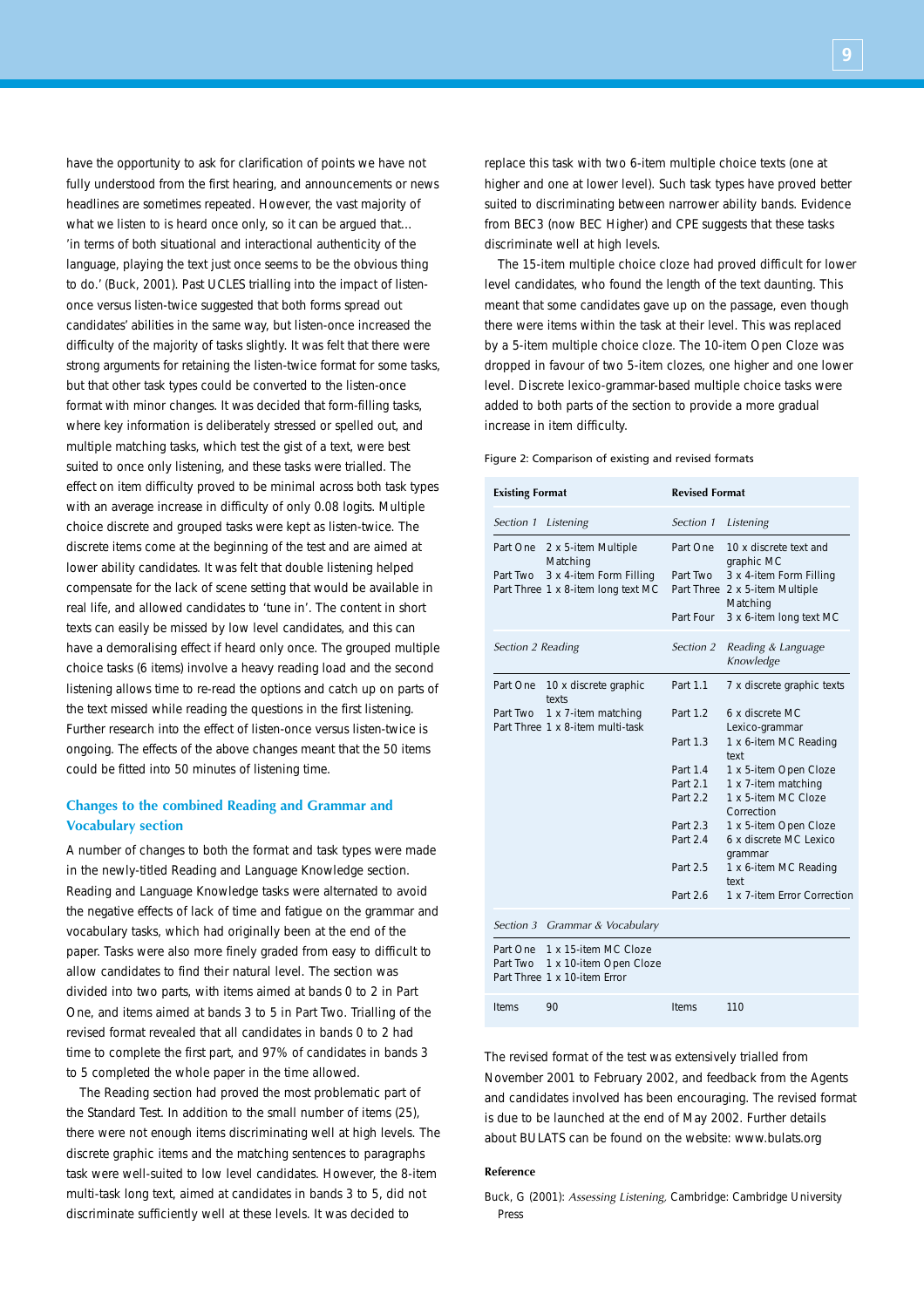have the opportunity to ask for clarification of points we have not fully understood from the first hearing, and announcements or news headlines are sometimes repeated. However, the vast majority of what we listen to is heard once only, so it can be argued that... 'in terms of both situational and interactional authenticity of the language, playing the text just once seems to be the obvious thing to do.' (Buck, 2001). Past UCLES trialling into the impact of listen-once versus listen-twice suggested that both forms spread out candidates' abilities in the same way, but listen-once increased the difficulty of the majority of tasks slightly. It was felt that there were strong arguments for retaining the listen-twice format for some tasks, but that other task types could be converted to the listen-once format with minor changes. It was decided that form-filling tasks, where key information is deliberately stressed or spelled out, and multiple matching tasks, which test the gist of a text, were best suited to once only listening, and these tasks were trialled. The effect on item difficulty proved to be minimal across both task types with an average increase in difficulty of only 0.08 logits. Multiple choice discrete and grouped tasks were kept as listen-twice. The discrete items come at the beginning of the test and are aimed at lower ability candidates. It was felt that double listening helped compensate for the lack of scene setting that would be available in real life, and allowed candidates to 'tune in'. The content in short texts can easily be missed by low level candidates, and this can have a demoralising effect if heard only once. The grouped multiple choice tasks (6 items) involve a heavy reading load and the second listening allows time to re-read the options and catch up on parts of the text missed while reading the questions in the first listening. Further research into the effect of listen-once versus listen-twice is ongoing. The effects of the above changes meant that the 50 items could be fitted into 50 minutes of listening time.

## Changes to the combined Reading and Grammar and Vocabulary section

A number of changes to both the format and task types were made in the newly-titled Reading and Language Knowledge section. Reading and Language Knowledge tasks were alternated to avoid the negative effects of lack of time and fatigue on the grammar and vocabulary tasks, which had originally been at the end of the paper. Tasks were also more finely graded from easy to difficult to allow candidates to find their natural level. The section was divided into two parts, with items aimed at bands 0 to 2 in Part One, and items aimed at bands 3 to 5 in Part Two. Trialling of the revised format revealed that all candidates in bands 0 to 2 had time to complete the first part, and 97% of candidates in bands 3 to 5 completed the whole paper in the time allowed.

The Reading section had proved the most problematic part of the Standard Test. In addition to the small number of items (25), there were not enough items discriminating well at high levels. The discrete graphic items and the matching sentences to paragraphs task were well-suited to low level candidates. However, the 8-item multi-task long text, aimed at candidates in bands 3 to 5, did not discriminate sufficiently well at these levels. It was decided to replace this task with two 6-item multiple choice texts (one at higher and one at lower level). Such task types have proved better suited to discriminating between narrower ability bands. Evidence from BEC3 (now BEC Higher) and CPE suggests that these tasks discriminate well at high levels.

The 15-item multiple choice cloze had proved difficult for lower level candidates, who found the length of the text daunting. This meant that some candidates gave up on the passage, even though there were items within the task at their level. This was replaced by a 5-item multiple choice cloze. The 10-item Open Cloze was dropped in favour of two 5-item clozes, one higher and one lower level. Discrete lexico-grammar-based multiple choice tasks were added to both parts of the section to provide a more gradual increase in item difficulty.

Figure 2: Comparison of existing and revised formats

| **Existing Format** | | **Revised Format** | |
|---|---|---|---|
| *Section 1* | *Listening* | *Section 1* | *Listening* |
| Part One | 2 x 5-item Multiple Matching | Part One | 10 x discrete text and graphic MC |
| Part Two | 3 x 4-item Form Filling | Part Two | 3 x 4-item Form Filling |
| Part Three | 1 x 8-item long text MC | Part Three | 2 x 5-item Multiple Matching |
| | | Part Four | 3 x 6-item long text MC |
| *Section 2* | *Reading* | *Section 2* | *Reading & Language Knowledge* |
| Part One | 10 x discrete graphic texts | Part 1.1 | 7 x discrete graphic texts |
| Part Two | 1 x 7-item matching | Part 1.2 | 6 x discrete MC Lexico-grammar |
| Part Three | 1 x 8-item multi-task | Part 1.3 | 1 x 6-item MC Reading text |
| | | Part 1.4 | 1 x 5-item Open Cloze |
| | | Part 2.1 | 1 x 7-item matching |
| | | Part 2.2 | 1 x 5-item MC Cloze Correction |
| | | Part 2.3 | 1 x 5-item Open Cloze |
| | | Part 2.4 | 6 x discrete MC Lexico grammar |
| | | Part 2.5 | 1 x 6-item MC Reading text |
| | | Part 2.6 | 1 x 7-item Error Correction |
| *Section 3* | *Grammar & Vocabulary* | | |
| Part One | 1 x 15-item MC Cloze | | |
| Part Two | 1 x 10-item Open Cloze | | |
| Part Three | 1 x 10-item Error | | |
| Items | 90 | Items | 110 |

The revised format of the test was extensively trialled from November 2001 to February 2002, and feedback from the Agents and candidates involved has been encouraging. The revised format is due to be launched at the end of May 2002. Further details about BULATS can be found on the website: www.bulats.org

### Reference

Buck, G (2001): *Assessing Listening*, Cambridge: Cambridge University Press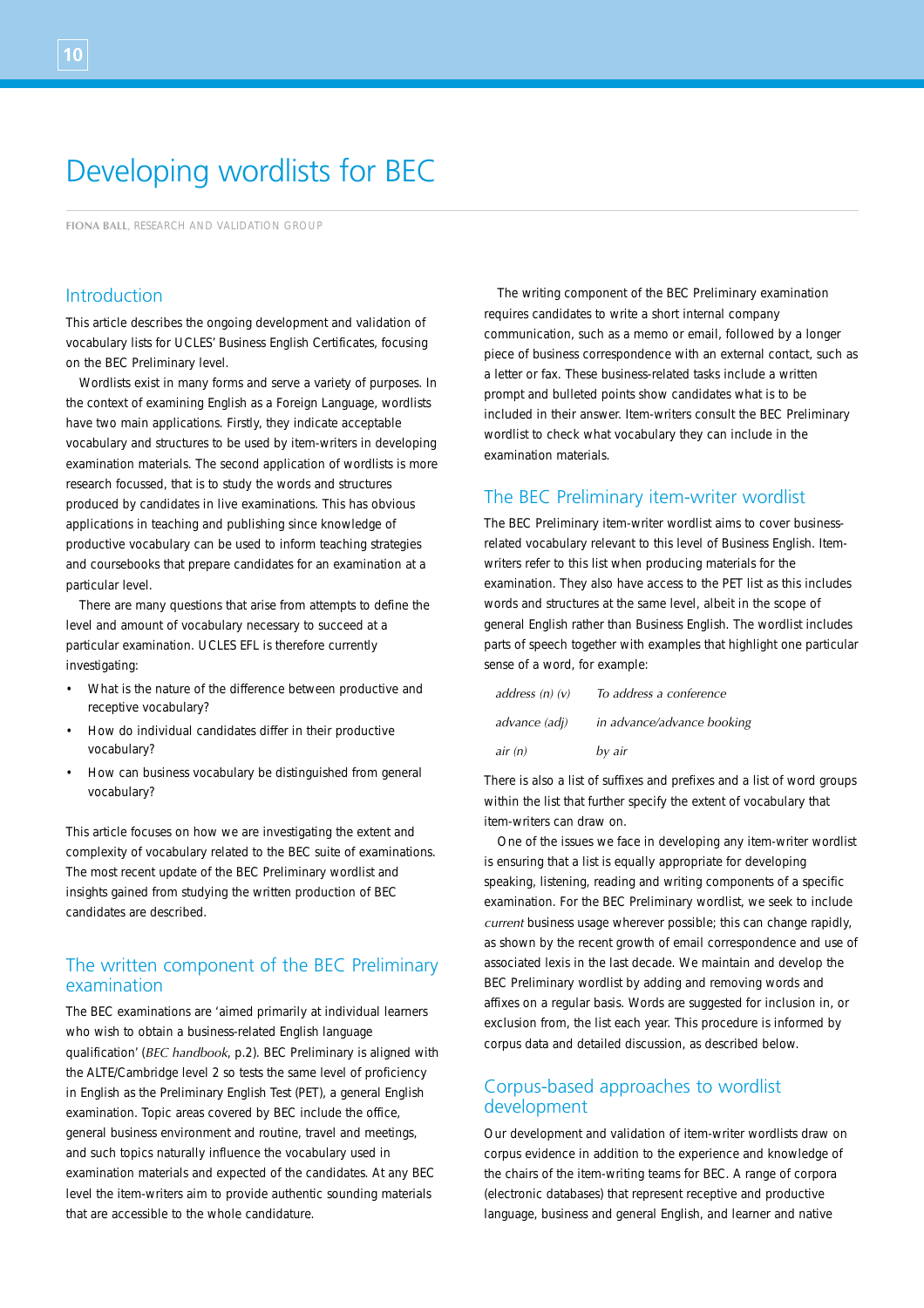# Developing wordlists for BEC

FIONA BALL, RESEARCH AND VALIDATION GROUP

## Introduction

This article describes the ongoing development and validation of vocabulary lists for UCLES' Business English Certificates, focusing on the BEC Preliminary level.

Wordlists exist in many forms and serve a variety of purposes. In the context of examining English as a Foreign Language, wordlists have two main applications. Firstly, they indicate acceptable vocabulary and structures to be used by item-writers in developing examination materials. The second application of wordlists is more research focussed, that is to study the words and structures produced by candidates in live examinations. This has obvious applications in teaching and publishing since knowledge of productive vocabulary can be used to inform teaching strategies and coursebooks that prepare candidates for an examination at a particular level.

There are many questions that arise from attempts to define the level and amount of vocabulary necessary to succeed at a particular examination. UCLES EFL is therefore currently investigating:

- What is the nature of the difference between productive and receptive vocabulary?
- How do individual candidates differ in their productive vocabulary?
- How can business vocabulary be distinguished from general vocabulary?

This article focuses on how we are investigating the extent and complexity of vocabulary related to the BEC suite of examinations. The most recent update of the BEC Preliminary wordlist and insights gained from studying the written production of BEC candidates are described.

## The written component of the BEC Preliminary examination

The BEC examinations are 'aimed primarily at individual learners who wish to obtain a business-related English language qualification' (*BEC handbook*, p.2). BEC Preliminary is aligned with the ALTE/Cambridge level 2 so tests the same level of proficiency in English as the Preliminary English Test (PET), a general English examination. Topic areas covered by BEC include the office, general business environment and routine, travel and meetings, and such topics naturally influence the vocabulary used in examination materials and expected of the candidates. At any BEC level the item-writers aim to provide authentic sounding materials that are accessible to the whole candidature.

The writing component of the BEC Preliminary examination requires candidates to write a short internal company communication, such as a memo or email, followed by a longer piece of business correspondence with an external contact, such as a letter or fax. These business-related tasks include a written prompt and bulleted points show candidates what is to be included in their answer. Item-writers consult the BEC Preliminary wordlist to check what vocabulary they can include in the examination materials.

## The BEC Preliminary item-writer wordlist

The BEC Preliminary item-writer wordlist aims to cover business-related vocabulary relevant to this level of Business English. Item-writers refer to this list when producing materials for the examination. They also have access to the PET list as this includes words and structures at the same level, albeit in the scope of general English rather than Business English. The wordlist includes parts of speech together with examples that highlight one particular sense of a word, for example:

| | |
|---|---|
| *address (n) (v)* | *To address a conference* |
| *advance (adj)* | *in advance/advance booking* |
| *air (n)* | *by air* |

There is also a list of suffixes and prefixes and a list of word groups within the list that further specify the extent of vocabulary that item-writers can draw on.

One of the issues we face in developing any item-writer wordlist is ensuring that a list is equally appropriate for developing speaking, listening, reading and writing components of a specific examination. For the BEC Preliminary wordlist, we seek to include *current* business usage wherever possible; this can change rapidly, as shown by the recent growth of email correspondence and use of associated lexis in the last decade. We maintain and develop the BEC Preliminary wordlist by adding and removing words and affixes on a regular basis. Words are suggested for inclusion in, or exclusion from, the list each year. This procedure is informed by corpus data and detailed discussion, as described below.

## Corpus-based approaches to wordlist development

Our development and validation of item-writer wordlists draw on corpus evidence in addition to the experience and knowledge of the chairs of the item-writing teams for BEC. A range of corpora (electronic databases) that represent receptive and productive language, business and general English, and learner and native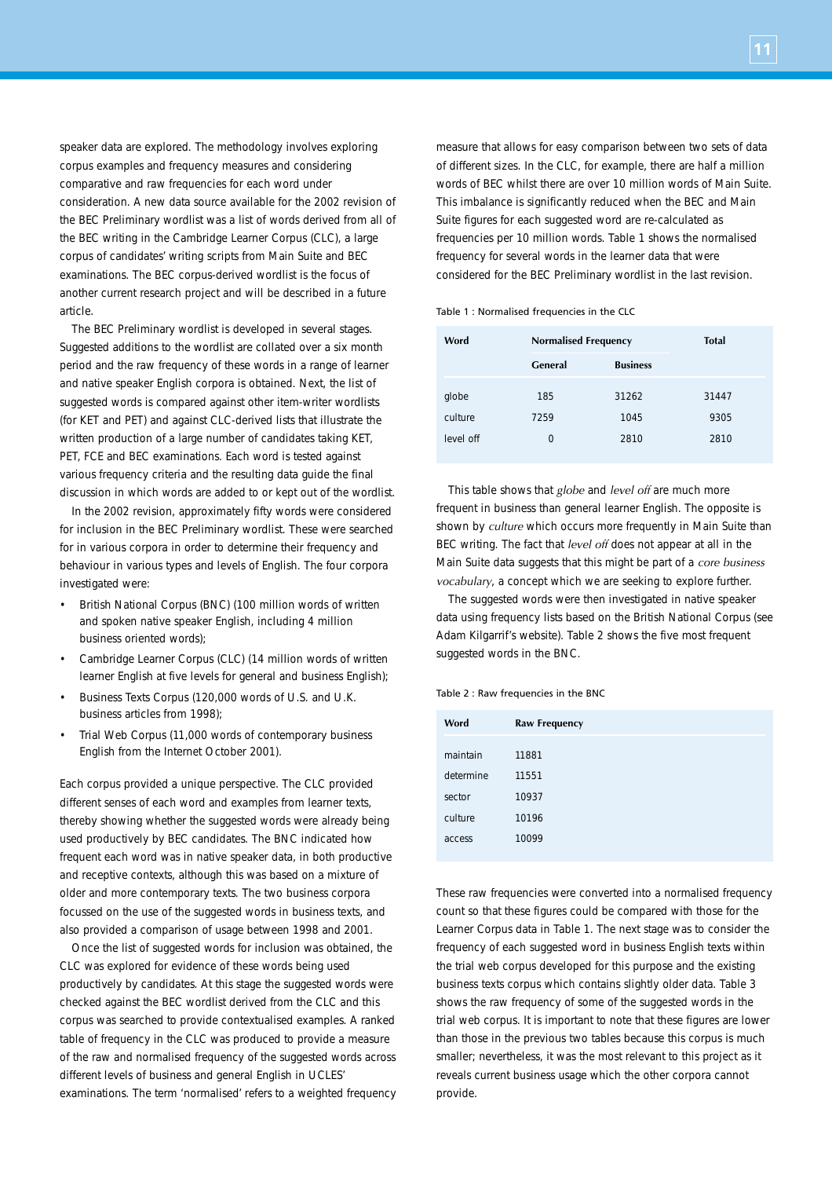speaker data are explored. The methodology involves exploring corpus examples and frequency measures and considering comparative and raw frequencies for each word under consideration. A new data source available for the 2002 revision of the BEC Preliminary wordlist was a list of words derived from all of the BEC writing in the Cambridge Learner Corpus (CLC), a large corpus of candidates' writing scripts from Main Suite and BEC examinations. The BEC corpus-derived wordlist is the focus of another current research project and will be described in a future article.

The BEC Preliminary wordlist is developed in several stages. Suggested additions to the wordlist are collated over a six month period and the raw frequency of these words in a range of learner and native speaker English corpora is obtained. Next, the list of suggested words is compared against other item-writer wordlists (for KET and PET) and against CLC-derived lists that illustrate the written production of a large number of candidates taking KET, PET, FCE and BEC examinations. Each word is tested against various frequency criteria and the resulting data guide the final discussion in which words are added to or kept out of the wordlist.

In the 2002 revision, approximately fifty words were considered for inclusion in the BEC Preliminary wordlist. These were searched for in various corpora in order to determine their frequency and behaviour in various types and levels of English. The four corpora investigated were:

- British National Corpus (BNC) (100 million words of written and spoken native speaker English, including 4 million business oriented words);
- Cambridge Learner Corpus (CLC) (14 million words of written learner English at five levels for general and business English);
- Business Texts Corpus (120,000 words of U.S. and U.K. business articles from 1998);
- Trial Web Corpus (11,000 words of contemporary business English from the Internet October 2001).

Each corpus provided a unique perspective. The CLC provided different senses of each word and examples from learner texts, thereby showing whether the suggested words were already being used productively by BEC candidates. The BNC indicated how frequent each word was in native speaker data, in both productive and receptive contexts, although this was based on a mixture of older and more contemporary texts. The two business corpora focussed on the use of the suggested words in business texts, and also provided a comparison of usage between 1998 and 2001.

Once the list of suggested words for inclusion was obtained, the CLC was explored for evidence of these words being used productively by candidates. At this stage the suggested words were checked against the BEC wordlist derived from the CLC and this corpus was searched to provide contextualised examples. A ranked table of frequency in the CLC was produced to provide a measure of the raw and normalised frequency of the suggested words across different levels of business and general English in UCLES' examinations. The term 'normalised' refers to a weighted frequency measure that allows for easy comparison between two sets of data of different sizes. In the CLC, for example, there are half a million words of BEC whilst there are over 10 million words of Main Suite. This imbalance is significantly reduced when the BEC and Main Suite figures for each suggested word are re-calculated as frequencies per 10 million words. Table 1 shows the normalised frequency for several words in the learner data that were considered for the BEC Preliminary wordlist in the last revision.

Table 1 : Normalised frequencies in the CLC

| Word | Normalised Frequency | | Total |
|---|---|---|---|
| | General | Business | |
| globe | 185 | 31262 | 31447 |
| culture | 7259 | 1045 | 9305 |
| level off | 0 | 2810 | 2810 |

This table shows that *globe* and *level off* are much more frequent in business than general learner English. The opposite is shown by *culture* which occurs more frequently in Main Suite than BEC writing. The fact that *level off* does not appear at all in the Main Suite data suggests that this might be part of a *core business vocabulary*, a concept which we are seeking to explore further.

The suggested words were then investigated in native speaker data using frequency lists based on the British National Corpus (see Adam Kilgarriff's website). Table 2 shows the five most frequent suggested words in the BNC.

Table 2 : Raw frequencies in the BNC

| Word | Raw Frequency |
|---|---|
| maintain | 11881 |
| determine | 11551 |
| sector | 10937 |
| culture | 10196 |
| access | 10099 |

These raw frequencies were converted into a normalised frequency count so that these figures could be compared with those for the Learner Corpus data in Table 1. The next stage was to consider the frequency of each suggested word in business English texts within the trial web corpus developed for this purpose and the existing business texts corpus which contains slightly older data. Table 3 shows the raw frequency of some of the suggested words in the trial web corpus. It is important to note that these figures are lower than those in the previous two tables because this corpus is much smaller; nevertheless, it was the most relevant to this project as it reveals current business usage which the other corpora cannot provide.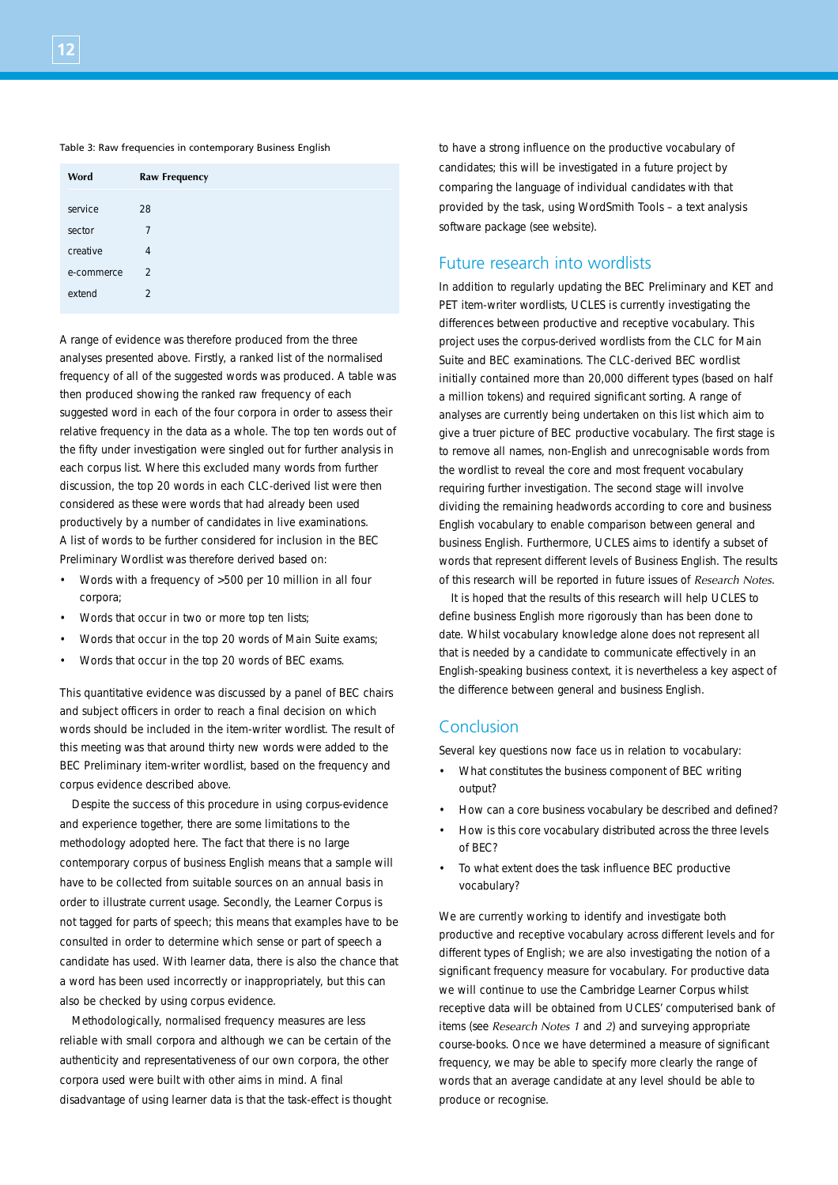Table 3: Raw frequencies in contemporary Business English

| Word | Raw Frequency |
|---|---|
| service | 28 |
| sector | 7 |
| creative | 4 |
| e-commerce | 2 |
| extend | 2 |

A range of evidence was therefore produced from the three analyses presented above. Firstly, a ranked list of the normalised frequency of all of the suggested words was produced. A table was then produced showing the ranked raw frequency of each suggested word in each of the four corpora in order to assess their relative frequency in the data as a whole. The top ten words out of the fifty under investigation were singled out for further analysis in each corpus list. Where this excluded many words from further discussion, the top 20 words in each CLC-derived list were then considered as these were words that had already been used productively by a number of candidates in live examinations. A list of words to be further considered for inclusion in the BEC Preliminary Wordlist was therefore derived based on:

- Words with a frequency of >500 per 10 million in all four corpora;
- Words that occur in two or more top ten lists;
- Words that occur in the top 20 words of Main Suite exams;
- Words that occur in the top 20 words of BEC exams.

This quantitative evidence was discussed by a panel of BEC chairs and subject officers in order to reach a final decision on which words should be included in the item-writer wordlist. The result of this meeting was that around thirty new words were added to the BEC Preliminary item-writer wordlist, based on the frequency and corpus evidence described above.

Despite the success of this procedure in using corpus-evidence and experience together, there are some limitations to the methodology adopted here. The fact that there is no large contemporary corpus of business English means that a sample will have to be collected from suitable sources on an annual basis in order to illustrate current usage. Secondly, the Learner Corpus is not tagged for parts of speech; this means that examples have to be consulted in order to determine which sense or part of speech a candidate has used. With learner data, there is also the chance that a word has been used incorrectly or inappropriately, but this can also be checked by using corpus evidence.

Methodologically, normalised frequency measures are less reliable with small corpora and although we can be certain of the authenticity and representativeness of our own corpora, the other corpora used were built with other aims in mind. A final disadvantage of using learner data is that the task-effect is thought to have a strong influence on the productive vocabulary of candidates; this will be investigated in a future project by comparing the language of individual candidates with that provided by the task, using WordSmith Tools – a text analysis software package (see website).

## Future research into wordlists

In addition to regularly updating the BEC Preliminary and KET and PET item-writer wordlists, UCLES is currently investigating the differences between productive and receptive vocabulary. This project uses the corpus-derived wordlists from the CLC for Main Suite and BEC examinations. The CLC-derived BEC wordlist initially contained more than 20,000 different types (based on half a million tokens) and required significant sorting. A range of analyses are currently being undertaken on this list which aim to give a truer picture of BEC productive vocabulary. The first stage is to remove all names, non-English and unrecognisable words from the wordlist to reveal the core and most frequent vocabulary requiring further investigation. The second stage will involve dividing the remaining headwords according to core and business English vocabulary to enable comparison between general and business English. Furthermore, UCLES aims to identify a subset of words that represent different levels of Business English. The results of this research will be reported in future issues of *Research Notes.*

It is hoped that the results of this research will help UCLES to define business English more rigorously than has been done to date. Whilst vocabulary knowledge alone does not represent all that is needed by a candidate to communicate effectively in an English-speaking business context, it is nevertheless a key aspect of the difference between general and business English.

## Conclusion

Several key questions now face us in relation to vocabulary:

- What constitutes the business component of BEC writing output?
- How can a core business vocabulary be described and defined?
- How is this core vocabulary distributed across the three levels of BEC?
- To what extent does the task influence BEC productive vocabulary?

We are currently working to identify and investigate both productive and receptive vocabulary across different levels and for different types of English; we are also investigating the notion of a significant frequency measure for vocabulary. For productive data we will continue to use the Cambridge Learner Corpus whilst receptive data will be obtained from UCLES' computerised bank of items (see *Research Notes 1* and *2*) and surveying appropriate course-books. Once we have determined a measure of significant frequency, we may be able to specify more clearly the range of words that an average candidate at any level should be able to produce or recognise.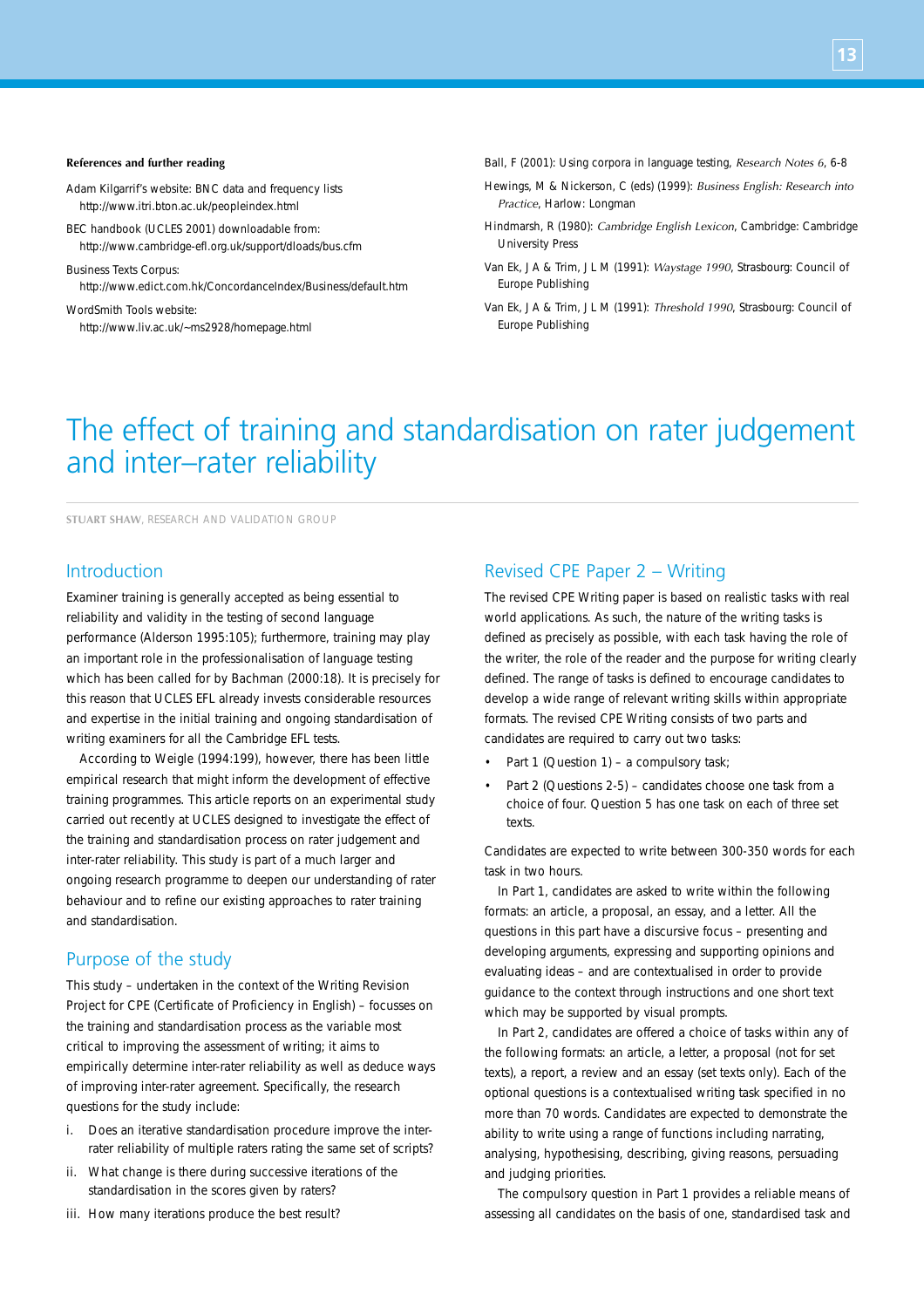**References and further reading**

Adam Kilgarrif's website: BNC data and frequency lists http://www.itri.bton.ac.uk/peopleindex.html

BEC handbook (UCLES 2001) downloadable from: http://www.cambridge-efl.org.uk/support/dloads/bus.cfm

Business Texts Corpus: http://www.edict.com.hk/ConcordanceIndex/Business/default.htm

WordSmith Tools website: http://www.liv.ac.uk/~ms2928/homepage.html

Ball, F (2001): Using corpora in language testing, *Research Notes 6*, 6-8

Hewings, M & Nickerson, C (eds) (1999): *Business English: Research into Practice*, Harlow: Longman

Hindmarsh, R (1980): *Cambridge English Lexicon*, Cambridge: Cambridge University Press

Van Ek, J A & Trim, J L M (1991): *Waystage 1990*, Strasbourg: Council of Europe Publishing

Van Ek, J A & Trim, J L M (1991): *Threshold 1990*, Strasbourg: Council of Europe Publishing

# The effect of training and standardisation on rater judgement and inter–rater reliability

STUART SHAW, RESEARCH AND VALIDATION GROUP

## Introduction

Examiner training is generally accepted as being essential to reliability and validity in the testing of second language performance (Alderson 1995:105); furthermore, training may play an important role in the professionalisation of language testing which has been called for by Bachman (2000:18). It is precisely for this reason that UCLES EFL already invests considerable resources and expertise in the initial training and ongoing standardisation of writing examiners for all the Cambridge EFL tests.

According to Weigle (1994:199), however, there has been little empirical research that might inform the development of effective training programmes. This article reports on an experimental study carried out recently at UCLES designed to investigate the effect of the training and standardisation process on rater judgement and inter-rater reliability. This study is part of a much larger and ongoing research programme to deepen our understanding of rater behaviour and to refine our existing approaches to rater training and standardisation.

## Purpose of the study

This study – undertaken in the context of the Writing Revision Project for CPE (Certificate of Proficiency in English) – focusses on the training and standardisation process as the variable most critical to improving the assessment of writing; it aims to empirically determine inter-rater reliability as well as deduce ways of improving inter-rater agreement. Specifically, the research questions for the study include:

i. Does an iterative standardisation procedure improve the inter-rater reliability of multiple raters rating the same set of scripts?

ii. What change is there during successive iterations of the standardisation in the scores given by raters?

iii. How many iterations produce the best result?

## Revised CPE Paper 2 – Writing

The revised CPE Writing paper is based on realistic tasks with real world applications. As such, the nature of the writing tasks is defined as precisely as possible, with each task having the role of the writer, the role of the reader and the purpose for writing clearly defined. The range of tasks is defined to encourage candidates to develop a wide range of relevant writing skills within appropriate formats. The revised CPE Writing consists of two parts and candidates are required to carry out two tasks:

- Part 1 (Question 1) – a compulsory task;
- Part 2 (Questions 2-5) – candidates choose one task from a choice of four. Question 5 has one task on each of three set texts.

Candidates are expected to write between 300-350 words for each task in two hours.

In Part 1, candidates are asked to write within the following formats: an article, a proposal, an essay, and a letter. All the questions in this part have a discursive focus – presenting and developing arguments, expressing and supporting opinions and evaluating ideas – and are contextualised in order to provide guidance to the context through instructions and one short text which may be supported by visual prompts.

In Part 2, candidates are offered a choice of tasks within any of the following formats: an article, a letter, a proposal (not for set texts), a report, a review and an essay (set texts only). Each of the optional questions is a contextualised writing task specified in no more than 70 words. Candidates are expected to demonstrate the ability to write using a range of functions including narrating, analysing, hypothesising, describing, giving reasons, persuading and judging priorities.

The compulsory question in Part 1 provides a reliable means of assessing all candidates on the basis of one, standardised task and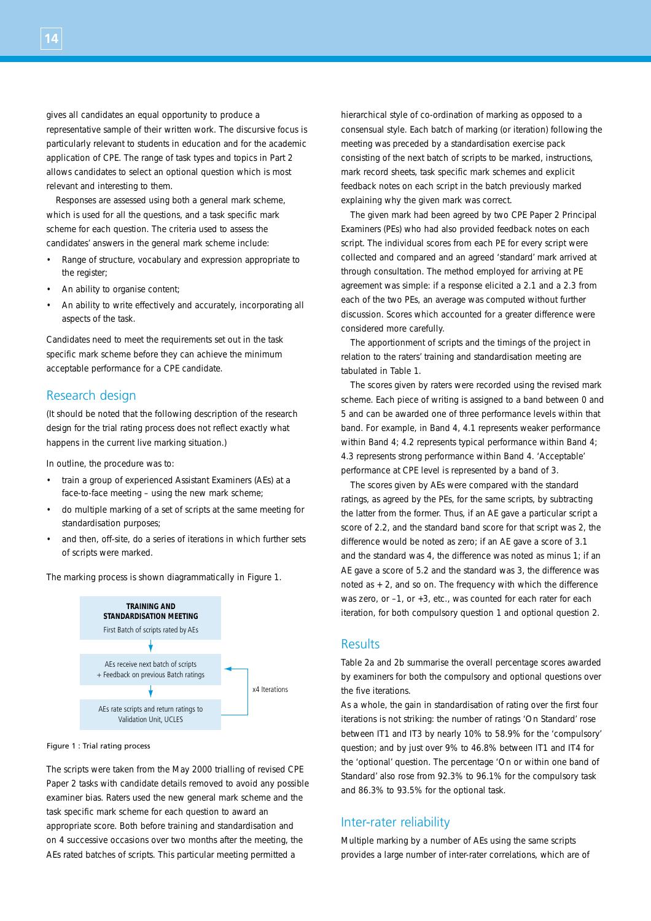gives all candidates an equal opportunity to produce a representative sample of their written work. The discursive focus is particularly relevant to students in education and for the academic application of CPE. The range of task types and topics in Part 2 allows candidates to select an optional question which is most relevant and interesting to them.

Responses are assessed using both a general mark scheme, which is used for all the questions, and a task specific mark scheme for each question. The criteria used to assess the candidates' answers in the general mark scheme include:

- Range of structure, vocabulary and expression appropriate to the register;
- An ability to organise content;
- An ability to write effectively and accurately, incorporating all aspects of the task.

Candidates need to meet the requirements set out in the task specific mark scheme before they can achieve the minimum acceptable performance for a CPE candidate.

## Research design

(It should be noted that the following description of the research design for the trial rating process does not reflect exactly what happens in the current live marking situation.)

In outline, the procedure was to:

- train a group of experienced Assistant Examiners (AEs) at a face-to-face meeting – using the new mark scheme;
- do multiple marking of a set of scripts at the same meeting for standardisation purposes;
- and then, off-site, do a series of iterations in which further sets of scripts were marked.

The marking process is shown diagrammatically in Figure 1.

**TRAINING AND STANDARDISATION MEETING**
First Batch of scripts rated by AEs

↓

AEs receive next batch of scripts
+ Feedback on previous Batch ratings

↓

AEs rate scripts and return ratings to Validation Unit, UCLES

(x4 Iterations)

Figure 1 : Trial rating process

The scripts were taken from the May 2000 trialling of revised CPE Paper 2 tasks with candidate details removed to avoid any possible examiner bias. Raters used the new general mark scheme and the task specific mark scheme for each question to award an appropriate score. Both before training and standardisation and on 4 successive occasions over two months after the meeting, the AEs rated batches of scripts. This particular meeting permitted a hierarchical style of co-ordination of marking as opposed to a consensual style. Each batch of marking (or iteration) following the meeting was preceded by a standardisation exercise pack consisting of the next batch of scripts to be marked, instructions, mark record sheets, task specific mark schemes and explicit feedback notes on each script in the batch previously marked explaining why the given mark was correct.

The given mark had been agreed by two CPE Paper 2 Principal Examiners (PEs) who had also provided feedback notes on each script. The individual scores from each PE for every script were collected and compared and an agreed 'standard' mark arrived at through consultation. The method employed for arriving at PE agreement was simple: if a response elicited a 2.1 and a 2.3 from each of the two PEs, an average was computed without further discussion. Scores which accounted for a greater difference were considered more carefully.

The apportionment of scripts and the timings of the project in relation to the raters' training and standardisation meeting are tabulated in Table 1.

The scores given by raters were recorded using the revised mark scheme. Each piece of writing is assigned to a band between 0 and 5 and can be awarded one of three performance levels within that band. For example, in Band 4, 4.1 represents weaker performance within Band 4; 4.2 represents typical performance within Band 4; 4.3 represents strong performance within Band 4. 'Acceptable' performance at CPE level is represented by a band of 3.

The scores given by AEs were compared with the standard ratings, as agreed by the PEs, for the same scripts, by subtracting the latter from the former. Thus, if an AE gave a particular script a score of 2.2, and the standard band score for that script was 2, the difference would be noted as zero; if an AE gave a score of 3.1 and the standard was 4, the difference was noted as minus 1; if an AE gave a score of 5.2 and the standard was 3, the difference was noted as + 2, and so on. The frequency with which the difference was zero, or –1, or +3, etc., was counted for each rater for each iteration, for both compulsory question 1 and optional question 2.

## Results

Table 2a and 2b summarise the overall percentage scores awarded by examiners for both the compulsory and optional questions over the five iterations.

As a whole, the gain in standardisation of rating over the first four iterations is not striking: the number of ratings 'On Standard' rose between IT1 and IT3 by nearly 10% to 58.9% for the 'compulsory' question; and by just over 9% to 46.8% between IT1 and IT4 for the 'optional' question. The percentage 'On or within one band of Standard' also rose from 92.3% to 96.1% for the compulsory task and 86.3% to 93.5% for the optional task.

## Inter-rater reliability

Multiple marking by a number of AEs using the same scripts provides a large number of inter-rater correlations, which are of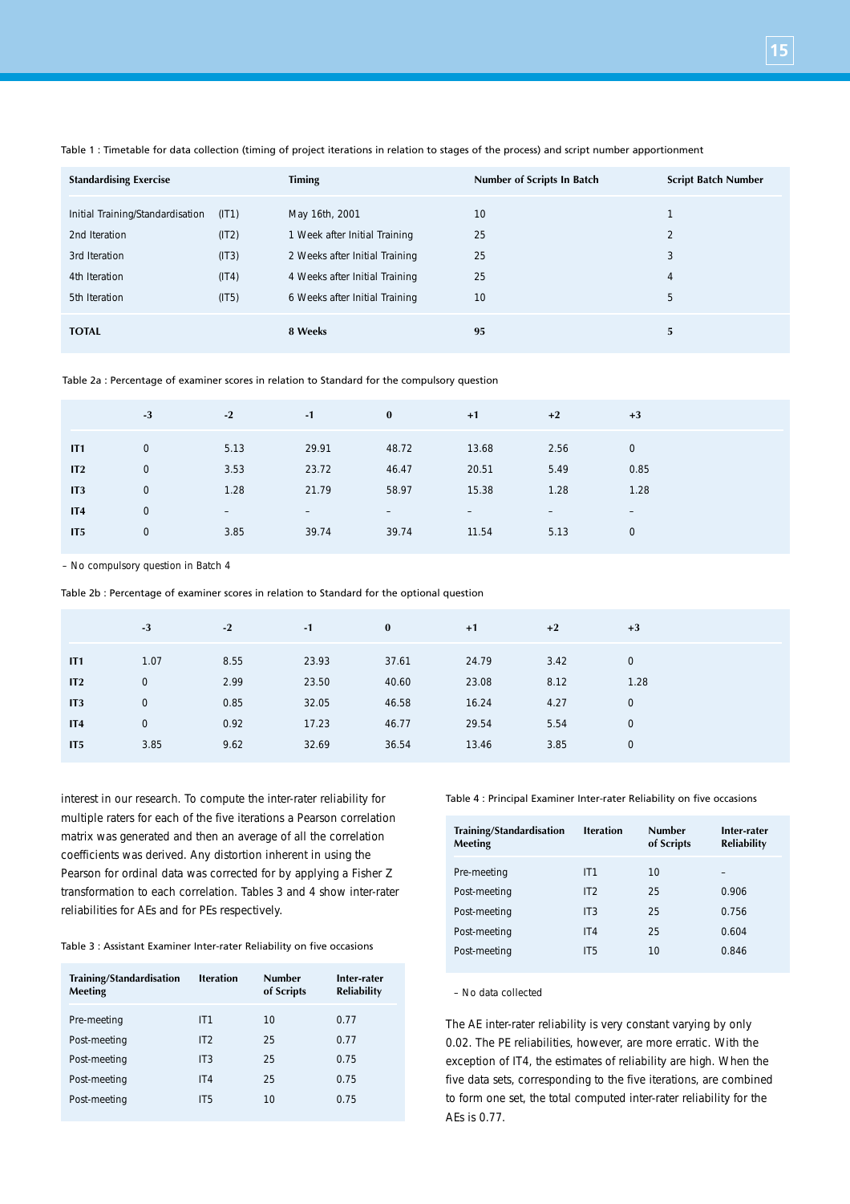Table 1 : Timetable for data collection (timing of project iterations in relation to stages of the process) and script number apportionment

| Standardising Exercise | | Timing | Number of Scripts In Batch | Script Batch Number |
|---|---|---|---|---|
| Initial Training/Standardisation | (IT1) | May 16th, 2001 | 10 | 1 |
| 2nd Iteration | (IT2) | 1 Week after Initial Training | 25 | 2 |
| 3rd Iteration | (IT3) | 2 Weeks after Initial Training | 25 | 3 |
| 4th Iteration | (IT4) | 4 Weeks after Initial Training | 25 | 4 |
| 5th Iteration | (IT5) | 6 Weeks after Initial Training | 10 | 5 |
| **TOTAL** | | **8 Weeks** | **95** | **5** |

Table 2a : Percentage of examiner scores in relation to Standard for the compulsory question

| | -3 | -2 | -1 | 0 | +1 | +2 | +3 |
|---|---|---|---|---|---|---|---|
| **IT1** | 0 | 5.13 | 29.91 | 48.72 | 13.68 | 2.56 | 0 |
| **IT2** | 0 | 3.53 | 23.72 | 46.47 | 20.51 | 5.49 | 0.85 |
| **IT3** | 0 | 1.28 | 21.79 | 58.97 | 15.38 | 1.28 | 1.28 |
| **IT4** | 0 | – | – | – | – | – | – |
| **IT5** | 0 | 3.85 | 39.74 | 39.74 | 11.54 | 5.13 | 0 |

– No compulsory question in Batch 4

Table 2b : Percentage of examiner scores in relation to Standard for the optional question

| | -3 | -2 | -1 | 0 | +1 | +2 | +3 |
|---|---|---|---|---|---|---|---|
| **IT1** | 1.07 | 8.55 | 23.93 | 37.61 | 24.79 | 3.42 | 0 |
| **IT2** | 0 | 2.99 | 23.50 | 40.60 | 23.08 | 8.12 | 1.28 |
| **IT3** | 0 | 0.85 | 32.05 | 46.58 | 16.24 | 4.27 | 0 |
| **IT4** | 0 | 0.92 | 17.23 | 46.77 | 29.54 | 5.54 | 0 |
| **IT5** | 3.85 | 9.62 | 32.69 | 36.54 | 13.46 | 3.85 | 0 |

interest in our research. To compute the inter-rater reliability for multiple raters for each of the five iterations a Pearson correlation matrix was generated and then an average of all the correlation coefficients was derived. Any distortion inherent in using the Pearson for ordinal data was corrected for by applying a Fisher Z transformation to each correlation. Tables 3 and 4 show inter-rater reliabilities for AEs and for PEs respectively.

Table 3 : Assistant Examiner Inter-rater Reliability on five occasions

| Training/Standardisation Meeting | Iteration | Number of Scripts | Inter-rater Reliability |
|---|---|---|---|
| Pre-meeting | IT1 | 10 | 0.77 |
| Post-meeting | IT2 | 25 | 0.77 |
| Post-meeting | IT3 | 25 | 0.75 |
| Post-meeting | IT4 | 25 | 0.75 |
| Post-meeting | IT5 | 10 | 0.75 |

Table 4 : Principal Examiner Inter-rater Reliability on five occasions

| Training/Standardisation Meeting | Iteration | Number of Scripts | Inter-rater Reliability |
|---|---|---|---|
| Pre-meeting | IT1 | 10 | – |
| Post-meeting | IT2 | 25 | 0.906 |
| Post-meeting | IT3 | 25 | 0.756 |
| Post-meeting | IT4 | 25 | 0.604 |
| Post-meeting | IT5 | 10 | 0.846 |

– No data collected

The AE inter-rater reliability is very constant varying by only 0.02. The PE reliabilities, however, are more erratic. With the exception of IT4, the estimates of reliability are high. When the five data sets, corresponding to the five iterations, are combined to form one set, the total computed inter-rater reliability for the AEs is 0.77.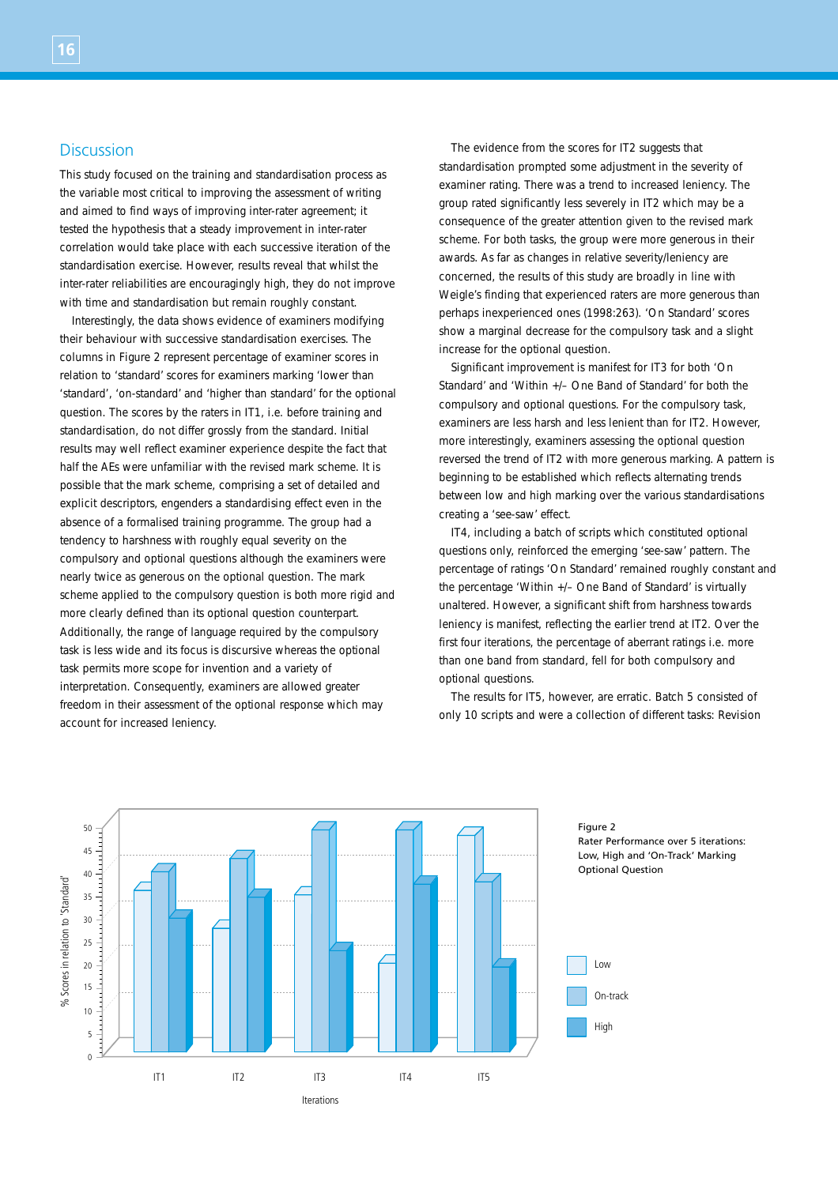## Discussion

This study focused on the training and standardisation process as the variable most critical to improving the assessment of writing and aimed to find ways of improving inter-rater agreement; it tested the hypothesis that a steady improvement in inter-rater correlation would take place with each successive iteration of the standardisation exercise. However, results reveal that whilst the inter-rater reliabilities are encouragingly high, they do not improve with time and standardisation but remain roughly constant.

Interestingly, the data shows evidence of examiners modifying their behaviour with successive standardisation exercises. The columns in Figure 2 represent percentage of examiner scores in relation to 'standard' scores for examiners marking 'lower than 'standard', 'on-standard' and 'higher than standard' for the optional question. The scores by the raters in IT1, i.e. before training and standardisation, do not differ grossly from the standard. Initial results may well reflect examiner experience despite the fact that half the AEs were unfamiliar with the revised mark scheme. It is possible that the mark scheme, comprising a set of detailed and explicit descriptors, engenders a standardising effect even in the absence of a formalised training programme. The group had a tendency to harshness with roughly equal severity on the compulsory and optional questions although the examiners were nearly twice as generous on the optional question. The mark scheme applied to the compulsory question is both more rigid and more clearly defined than its optional question counterpart. Additionally, the range of language required by the compulsory task is less wide and its focus is discursive whereas the optional task permits more scope for invention and a variety of interpretation. Consequently, examiners are allowed greater freedom in their assessment of the optional response which may account for increased leniency.

The evidence from the scores for IT2 suggests that standardisation prompted some adjustment in the severity of examiner rating. There was a trend to increased leniency. The group rated significantly less severely in IT2 which may be a consequence of the greater attention given to the revised mark scheme. For both tasks, the group were more generous in their awards. As far as changes in relative severity/leniency are concerned, the results of this study are broadly in line with Weigle's finding that experienced raters are more generous than perhaps inexperienced ones (1998:263). 'On Standard' scores show a marginal decrease for the compulsory task and a slight increase for the optional question.

Significant improvement is manifest for IT3 for both 'On Standard' and 'Within +/– One Band of Standard' for both the compulsory and optional questions. For the compulsory task, examiners are less harsh and less lenient than for IT2. However, more interestingly, examiners assessing the optional question reversed the trend of IT2 with more generous marking. A pattern is beginning to be established which reflects alternating trends between low and high marking over the various standardisations creating a 'see-saw' effect.

IT4, including a batch of scripts which constituted optional questions only, reinforced the emerging 'see-saw' pattern. The percentage of ratings 'On Standard' remained roughly constant and the percentage 'Within +/– One Band of Standard' is virtually unaltered. However, a significant shift from harshness towards leniency is manifest, reflecting the earlier trend at IT2. Over the first four iterations, the percentage of aberrant ratings i.e. more than one band from standard, fell for both compulsory and optional questions.

The results for IT5, however, are erratic. Batch 5 consisted of only 10 scripts and were a collection of different tasks: Revision

Figure 2
Rater Performance over 5 iterations: Low, High and 'On-Track' Marking Optional Question

| Iterations | Low | On-track | High |
|---|---|---|---|
| IT1 | 36 | 40 | 29 |
| IT2 | 27 | 43 | 34 |
| IT3 | 35 | 49 | 22 |
| IT4 | 19 | 49 | 37 |
| IT5 | 48 | 37 | 18 |

(y-axis: % Scores in relation to 'Standard'; values approximate, read from chart)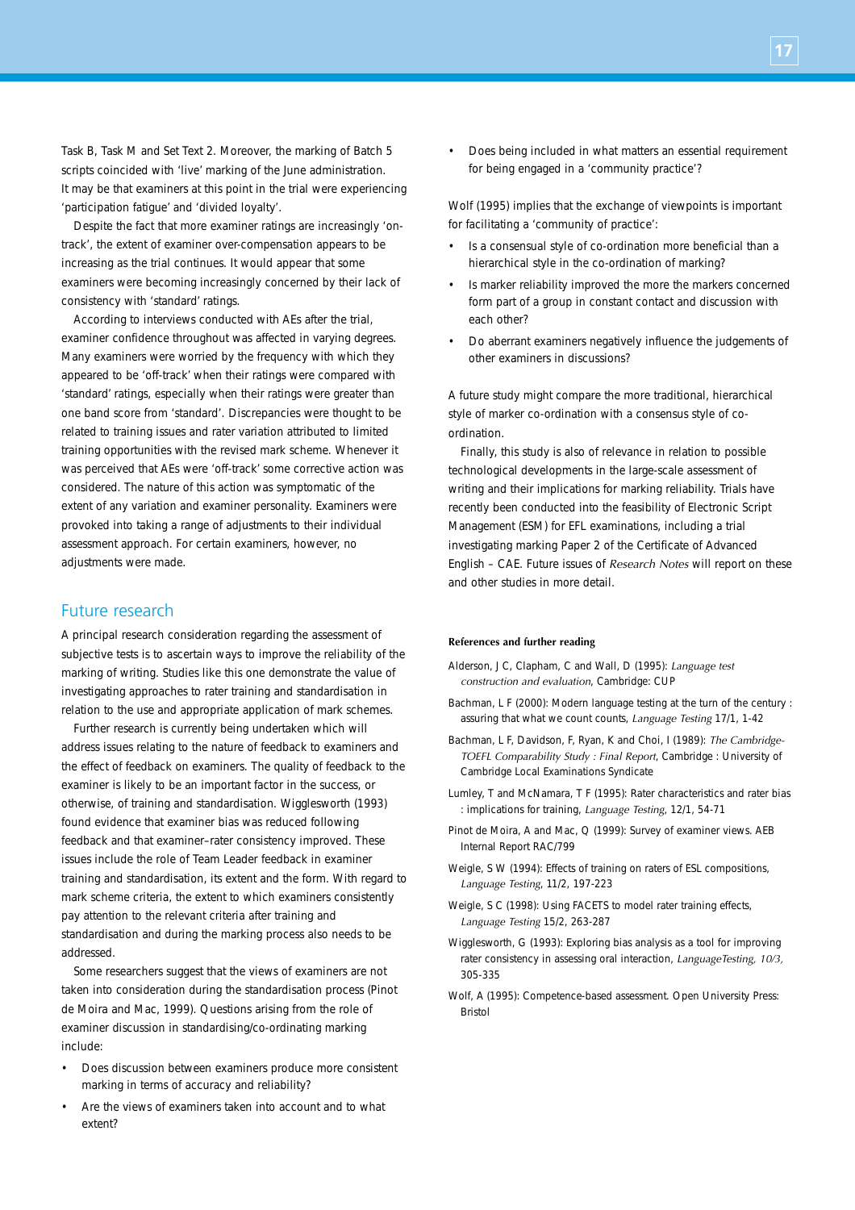Task B, Task M and Set Text 2. Moreover, the marking of Batch 5 scripts coincided with 'live' marking of the June administration. It may be that examiners at this point in the trial were experiencing 'participation fatigue' and 'divided loyalty'.

Despite the fact that more examiner ratings are increasingly 'on-track', the extent of examiner over-compensation appears to be increasing as the trial continues. It would appear that some examiners were becoming increasingly concerned by their lack of consistency with 'standard' ratings.

According to interviews conducted with AEs after the trial, examiner confidence throughout was affected in varying degrees. Many examiners were worried by the frequency with which they appeared to be 'off-track' when their ratings were compared with 'standard' ratings, especially when their ratings were greater than one band score from 'standard'. Discrepancies were thought to be related to training issues and rater variation attributed to limited training opportunities with the revised mark scheme. Whenever it was perceived that AEs were 'off-track' some corrective action was considered. The nature of this action was symptomatic of the extent of any variation and examiner personality. Examiners were provoked into taking a range of adjustments to their individual assessment approach. For certain examiners, however, no adjustments were made.

## Future research

A principal research consideration regarding the assessment of subjective tests is to ascertain ways to improve the reliability of the marking of writing. Studies like this one demonstrate the value of investigating approaches to rater training and standardisation in relation to the use and appropriate application of mark schemes.

Further research is currently being undertaken which will address issues relating to the nature of feedback to examiners and the effect of feedback on examiners. The quality of feedback to the examiner is likely to be an important factor in the success, or otherwise, of training and standardisation. Wigglesworth (1993) found evidence that examiner bias was reduced following feedback and that examiner–rater consistency improved. These issues include the role of Team Leader feedback in examiner training and standardisation, its extent and the form. With regard to mark scheme criteria, the extent to which examiners consistently pay attention to the relevant criteria after training and standardisation and during the marking process also needs to be addressed.

Some researchers suggest that the views of examiners are not taken into consideration during the standardisation process (Pinot de Moira and Mac, 1999). Questions arising from the role of examiner discussion in standardising/co-ordinating marking include:

- Does discussion between examiners produce more consistent marking in terms of accuracy and reliability?
- Are the views of examiners taken into account and to what extent?
- Does being included in what matters an essential requirement for being engaged in a 'community practice'?

Wolf (1995) implies that the exchange of viewpoints is important for facilitating a 'community of practice':

- Is a consensual style of co-ordination more beneficial than a hierarchical style in the co-ordination of marking?
- Is marker reliability improved the more the markers concerned form part of a group in constant contact and discussion with each other?
- Do aberrant examiners negatively influence the judgements of other examiners in discussions?

A future study might compare the more traditional, hierarchical style of marker co-ordination with a consensus style of co-ordination.

Finally, this study is also of relevance in relation to possible technological developments in the large-scale assessment of writing and their implications for marking reliability. Trials have recently been conducted into the feasibility of Electronic Script Management (ESM) for EFL examinations, including a trial investigating marking Paper 2 of the Certificate of Advanced English – CAE. Future issues of *Research Notes* will report on these and other studies in more detail.

**References and further reading**

Alderson, J C, Clapham, C and Wall, D (1995): *Language test construction and evaluation*, Cambridge: CUP

Bachman, L F (2000): Modern language testing at the turn of the century : assuring that what we count counts, *Language Testing* 17/1, 1-42

Bachman, L F, Davidson, F, Ryan, K and Choi, I (1989): *The Cambridge-TOEFL Comparability Study : Final Report*, Cambridge : University of Cambridge Local Examinations Syndicate

Lumley, T and McNamara, T F (1995): Rater characteristics and rater bias : implications for training, *Language Testing*, 12/1, 54-71

Pinot de Moira, A and Mac, Q (1999): Survey of examiner views. AEB Internal Report RAC/799

Weigle, S W (1994): Effects of training on raters of ESL compositions, *Language Testing*, 11/2, 197-223

Weigle, S C (1998): Using FACETS to model rater training effects, *Language Testing* 15/2, 263-287

Wigglesworth, G (1993): Exploring bias analysis as a tool for improving rater consistency in assessing oral interaction, *LanguageTesting, 10/3,* 305-335

Wolf, A (1995): Competence-based assessment. Open University Press: Bristol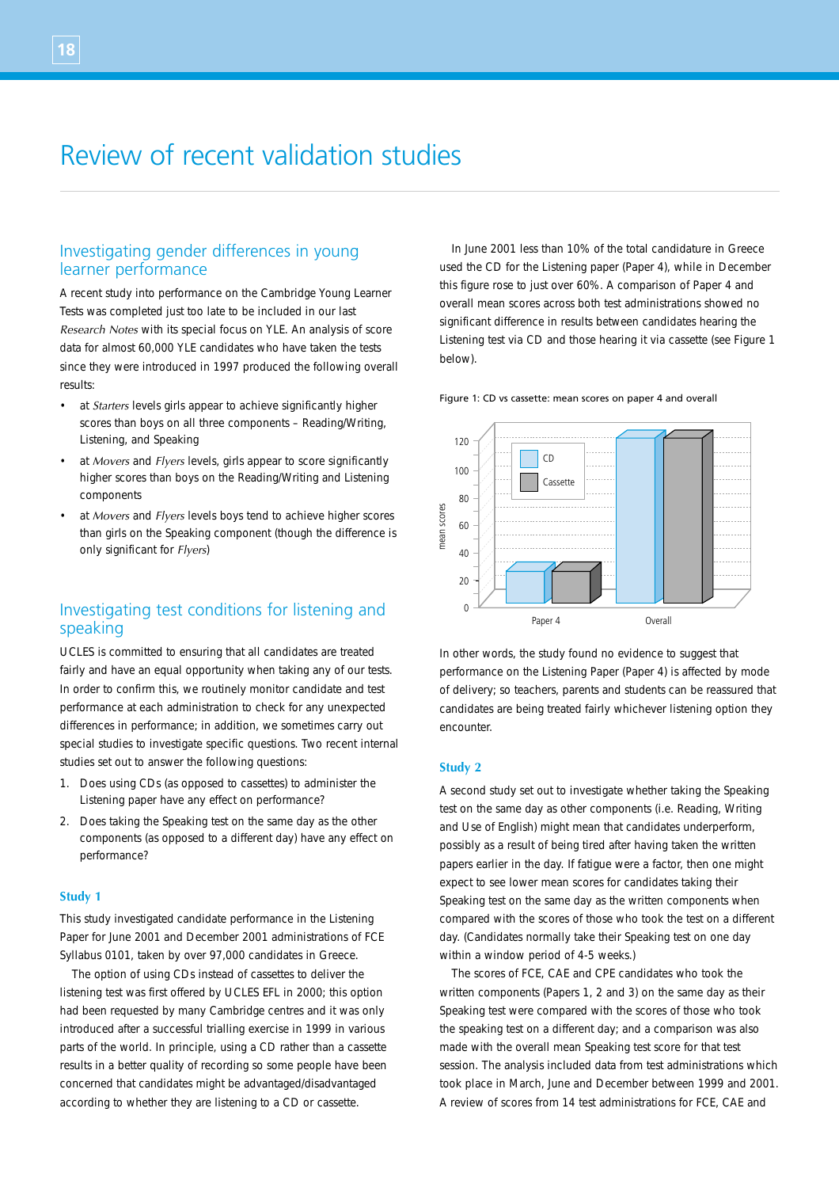# Review of recent validation studies

## Investigating gender differences in young learner performance

A recent study into performance on the Cambridge Young Learner Tests was completed just too late to be included in our last *Research Notes* with its special focus on YLE. An analysis of score data for almost 60,000 YLE candidates who have taken the tests since they were introduced in 1997 produced the following overall results:

- at *Starters* levels girls appear to achieve significantly higher scores than boys on all three components – Reading/Writing, Listening, and Speaking
- at *Movers* and *Flyers* levels, girls appear to score significantly higher scores than boys on the Reading/Writing and Listening components
- at *Movers* and *Flyers* levels boys tend to achieve higher scores than girls on the Speaking component (though the difference is only significant for *Flyers*)

## Investigating test conditions for listening and speaking

UCLES is committed to ensuring that all candidates are treated fairly and have an equal opportunity when taking any of our tests. In order to confirm this, we routinely monitor candidate and test performance at each administration to check for any unexpected differences in performance; in addition, we sometimes carry out special studies to investigate specific questions. Two recent internal studies set out to answer the following questions:

1. Does using CDs (as opposed to cassettes) to administer the Listening paper have any effect on performance?
2. Does taking the Speaking test on the same day as the other components (as opposed to a different day) have any effect on performance?

### Study 1

This study investigated candidate performance in the Listening Paper for June 2001 and December 2001 administrations of FCE Syllabus 0101, taken by over 97,000 candidates in Greece.

The option of using CDs instead of cassettes to deliver the listening test was first offered by UCLES EFL in 2000; this option had been requested by many Cambridge centres and it was only introduced after a successful trialling exercise in 1999 in various parts of the world. In principle, using a CD rather than a cassette results in a better quality of recording so some people have been concerned that candidates might be advantaged/disadvantaged according to whether they are listening to a CD or cassette.

In June 2001 less than 10% of the total candidature in Greece used the CD for the Listening paper (Paper 4), while in December this figure rose to just over 60%. A comparison of Paper 4 and overall mean scores across both test administrations showed no significant difference in results between candidates hearing the Listening test via CD and those hearing it via cassette (see Figure 1 below).

Figure 1: CD vs cassette: mean scores on paper 4 and overall

In other words, the study found no evidence to suggest that performance on the Listening Paper (Paper 4) is affected by mode of delivery; so teachers, parents and students can be reassured that candidates are being treated fairly whichever listening option they encounter.

### Study 2

A second study set out to investigate whether taking the Speaking test on the same day as other components (i.e. Reading, Writing and Use of English) might mean that candidates underperform, possibly as a result of being tired after having taken the written papers earlier in the day. If fatigue were a factor, then one might expect to see lower mean scores for candidates taking their Speaking test on the same day as the written components when compared with the scores of those who took the test on a different day. (Candidates normally take their Speaking test on one day within a window period of 4-5 weeks.)

The scores of FCE, CAE and CPE candidates who took the written components (Papers 1, 2 and 3) on the same day as their Speaking test were compared with the scores of those who took the speaking test on a different day; and a comparison was also made with the overall mean Speaking test score for that test session. The analysis included data from test administrations which took place in March, June and December between 1999 and 2001. A review of scores from 14 test administrations for FCE, CAE and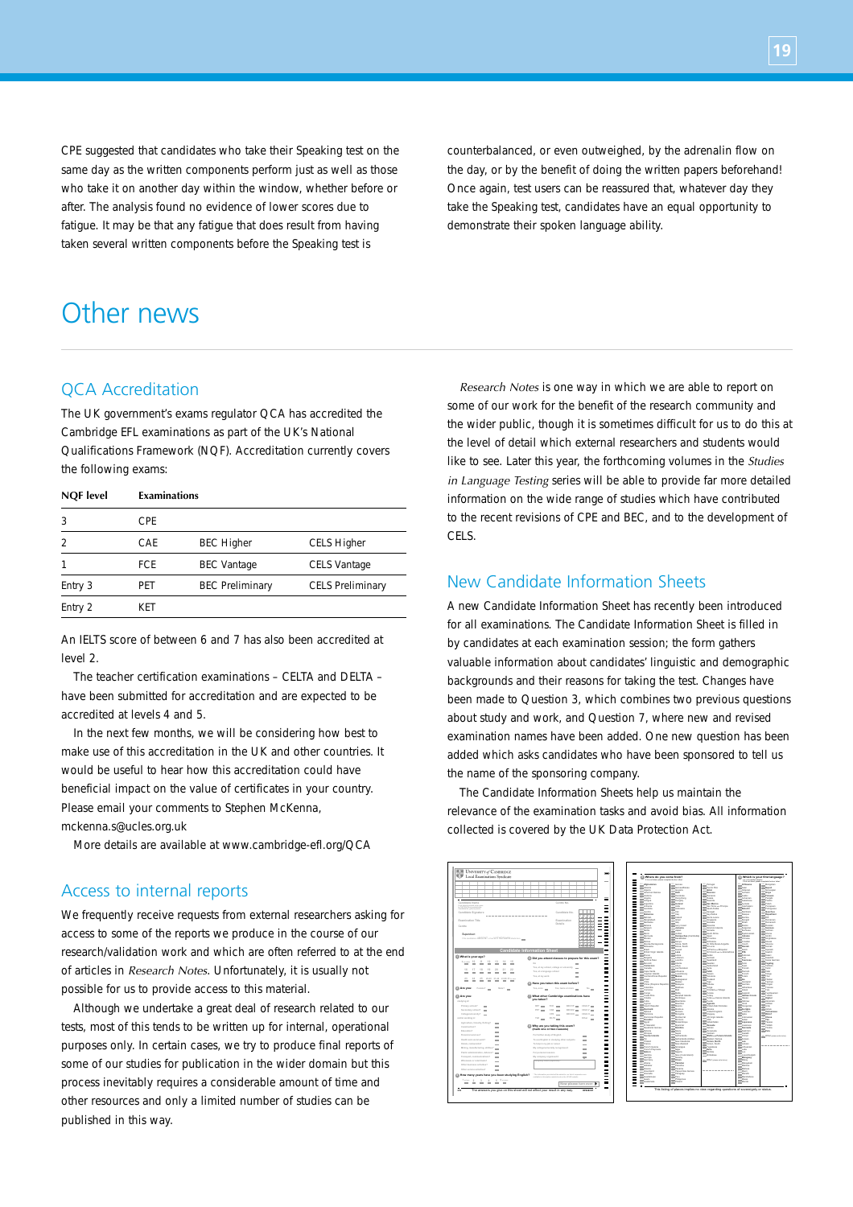CPE suggested that candidates who take their Speaking test on the same day as the written components perform just as well as those who take it on another day within the window, whether before or after. The analysis found no evidence of lower scores due to fatigue. It may be that any fatigue that does result from having taken several written components before the Speaking test is counterbalanced, or even outweighed, by the adrenalin flow on the day, or by the benefit of doing the written papers beforehand! Once again, test users can be reassured that, whatever day they take the Speaking test, candidates have an equal opportunity to demonstrate their spoken language ability.

# Other news

## QCA Accreditation

The UK government's exams regulator QCA has accredited the Cambridge EFL examinations as part of the UK's National Qualifications Framework (NQF). Accreditation currently covers the following exams:

| NQF level | Examinations | | |
|---|---|---|---|
| 3 | CPE | | |
| 2 | CAE | BEC Higher | CELS Higher |
| 1 | FCE | BEC Vantage | CELS Vantage |
| Entry 3 | PET | BEC Preliminary | CELS Preliminary |
| Entry 2 | KET | | |

An IELTS score of between 6 and 7 has also been accredited at level 2.

The teacher certification examinations – CELTA and DELTA – have been submitted for accreditation and are expected to be accredited at levels 4 and 5.

In the next few months, we will be considering how best to make use of this accreditation in the UK and other countries. It would be useful to hear how this accreditation could have beneficial impact on the value of certificates in your country. Please email your comments to Stephen McKenna, mckenna.s@ucles.org.uk

More details are available at www.cambridge-efl.org/QCA

## Access to internal reports

We frequently receive requests from external researchers asking for access to some of the reports we produce in the course of our research/validation work and which are often referred to at the end of articles in *Research Notes*. Unfortunately, it is usually not possible for us to provide access to this material.

Although we undertake a great deal of research related to our tests, most of this tends to be written up for internal, operational purposes only. In certain cases, we try to produce final reports of some of our studies for publication in the wider domain but this process inevitably requires a considerable amount of time and other resources and only a limited number of studies can be published in this way.

*Research Notes* is one way in which we are able to report on some of our work for the benefit of the research community and the wider public, though it is sometimes difficult for us to do this at the level of detail which external researchers and students would like to see. Later this year, the forthcoming volumes in the *Studies in Language Testing* series will be able to provide far more detailed information on the wide range of studies which have contributed to the recent revisions of CPE and BEC, and to the development of CELS.

## New Candidate Information Sheets

A new Candidate Information Sheet has recently been introduced for all examinations. The Candidate Information Sheet is filled in by candidates at each examination session; the form gathers valuable information about candidates' linguistic and demographic backgrounds and their reasons for taking the test. Changes have been made to Question 3, which combines two previous questions about study and work, and Question 7, where new and revised examination names have been added. One new question has been added which asks candidates who have been sponsored to tell us the name of the sponsoring company.

The Candidate Information Sheets help us maintain the relevance of the examination tasks and avoid bias. All information collected is covered by the UK Data Protection Act.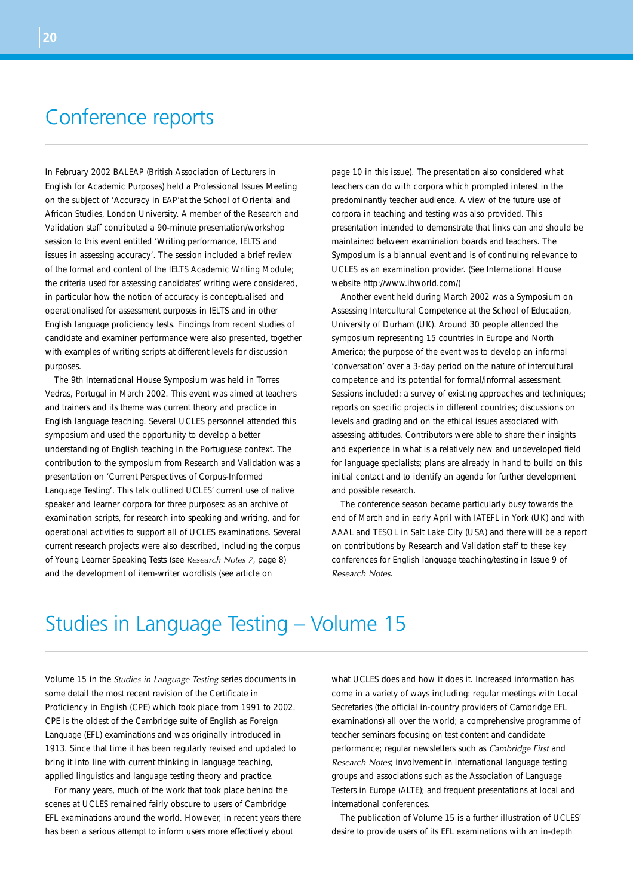# Conference reports

In February 2002 BALEAP (British Association of Lecturers in English for Academic Purposes) held a Professional Issues Meeting on the subject of 'Accuracy in EAP'at the School of Oriental and African Studies, London University. A member of the Research and Validation staff contributed a 90-minute presentation/workshop session to this event entitled 'Writing performance, IELTS and issues in assessing accuracy'. The session included a brief review of the format and content of the IELTS Academic Writing Module; the criteria used for assessing candidates' writing were considered, in particular how the notion of accuracy is conceptualised and operationalised for assessment purposes in IELTS and in other English language proficiency tests. Findings from recent studies of candidate and examiner performance were also presented, together with examples of writing scripts at different levels for discussion purposes.

The 9th International House Symposium was held in Torres Vedras, Portugal in March 2002. This event was aimed at teachers and trainers and its theme was current theory and practice in English language teaching. Several UCLES personnel attended this symposium and used the opportunity to develop a better understanding of English teaching in the Portuguese context. The contribution to the symposium from Research and Validation was a presentation on 'Current Perspectives of Corpus-Informed Language Testing'. This talk outlined UCLES' current use of native speaker and learner corpora for three purposes: as an archive of examination scripts, for research into speaking and writing, and for operational activities to support all of UCLES examinations. Several current research projects were also described, including the corpus of Young Learner Speaking Tests (see *Research Notes 7*, page 8) and the development of item-writer wordlists (see article on page 10 in this issue). The presentation also considered what teachers can do with corpora which prompted interest in the predominantly teacher audience. A view of the future use of corpora in teaching and testing was also provided. This presentation intended to demonstrate that links can and should be maintained between examination boards and teachers. The Symposium is a biannual event and is of continuing relevance to UCLES as an examination provider. (See International House website http://www.ihworld.com/)

Another event held during March 2002 was a Symposium on Assessing Intercultural Competence at the School of Education, University of Durham (UK). Around 30 people attended the symposium representing 15 countries in Europe and North America; the purpose of the event was to develop an informal 'conversation' over a 3-day period on the nature of intercultural competence and its potential for formal/informal assessment. Sessions included: a survey of existing approaches and techniques; reports on specific projects in different countries; discussions on levels and grading and on the ethical issues associated with assessing attitudes. Contributors were able to share their insights and experience in what is a relatively new and undeveloped field for language specialists; plans are already in hand to build on this initial contact and to identify an agenda for further development and possible research.

The conference season became particularly busy towards the end of March and in early April with IATEFL in York (UK) and with AAAL and TESOL in Salt Lake City (USA) and there will be a report on contributions by Research and Validation staff to these key conferences for English language teaching/testing in Issue 9 of *Research Notes*.

# Studies in Language Testing – Volume 15

Volume 15 in the *Studies in Language Testing* series documents in some detail the most recent revision of the Certificate in Proficiency in English (CPE) which took place from 1991 to 2002. CPE is the oldest of the Cambridge suite of English as Foreign Language (EFL) examinations and was originally introduced in 1913. Since that time it has been regularly revised and updated to bring it into line with current thinking in language teaching, applied linguistics and language testing theory and practice.

For many years, much of the work that took place behind the scenes at UCLES remained fairly obscure to users of Cambridge EFL examinations around the world. However, in recent years there has been a serious attempt to inform users more effectively about what UCLES does and how it does it. Increased information has come in a variety of ways including: regular meetings with Local Secretaries (the official in-country providers of Cambridge EFL examinations) all over the world; a comprehensive programme of teacher seminars focusing on test content and candidate performance; regular newsletters such as *Cambridge First* and *Research Notes*; involvement in international language testing groups and associations such as the Association of Language Testers in Europe (ALTE); and frequent presentations at local and international conferences.

The publication of Volume 15 is a further illustration of UCLES' desire to provide users of its EFL examinations with an in-depth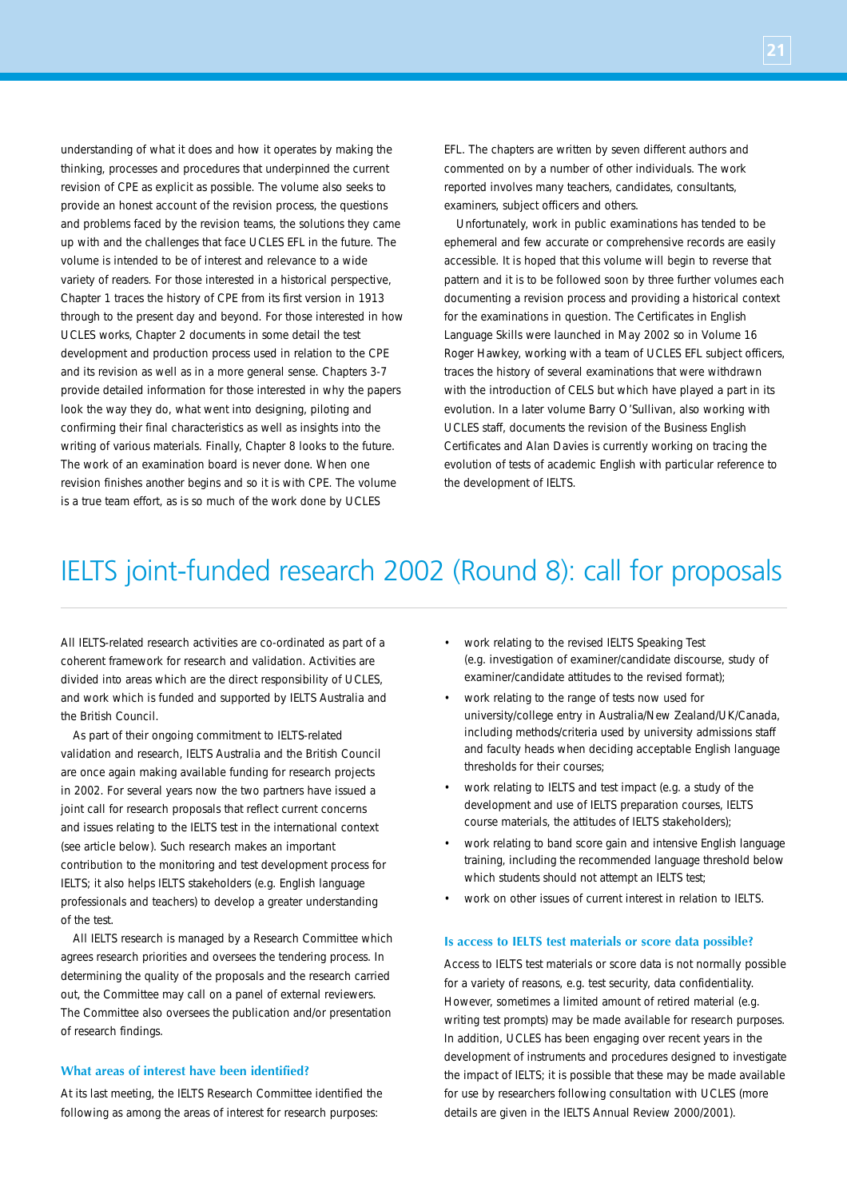understanding of what it does and how it operates by making the thinking, processes and procedures that underpinned the current revision of CPE as explicit as possible. The volume also seeks to provide an honest account of the revision process, the questions and problems faced by the revision teams, the solutions they came up with and the challenges that face UCLES EFL in the future. The volume is intended to be of interest and relevance to a wide variety of readers. For those interested in a historical perspective, Chapter 1 traces the history of CPE from its first version in 1913 through to the present day and beyond. For those interested in how UCLES works, Chapter 2 documents in some detail the test development and production process used in relation to the CPE and its revision as well as in a more general sense. Chapters 3-7 provide detailed information for those interested in why the papers look the way they do, what went into designing, piloting and confirming their final characteristics as well as insights into the writing of various materials. Finally, Chapter 8 looks to the future. The work of an examination board is never done. When one revision finishes another begins and so it is with CPE. The volume is a true team effort, as is so much of the work done by UCLES EFL. The chapters are written by seven different authors and commented on by a number of other individuals. The work reported involves many teachers, candidates, consultants, examiners, subject officers and others.

Unfortunately, work in public examinations has tended to be ephemeral and few accurate or comprehensive records are easily accessible. It is hoped that this volume will begin to reverse that pattern and it is to be followed soon by three further volumes each documenting a revision process and providing a historical context for the examinations in question. The Certificates in English Language Skills were launched in May 2002 so in Volume 16 Roger Hawkey, working with a team of UCLES EFL subject officers, traces the history of several examinations that were withdrawn with the introduction of CELS but which have played a part in its evolution. In a later volume Barry O'Sullivan, also working with UCLES staff, documents the revision of the Business English Certificates and Alan Davies is currently working on tracing the evolution of tests of academic English with particular reference to the development of IELTS.

# IELTS joint-funded research 2002 (Round 8): call for proposals

All IELTS-related research activities are co-ordinated as part of a coherent framework for research and validation. Activities are divided into areas which are the direct responsibility of UCLES, and work which is funded and supported by IELTS Australia and the British Council.

As part of their ongoing commitment to IELTS-related validation and research, IELTS Australia and the British Council are once again making available funding for research projects in 2002. For several years now the two partners have issued a joint call for research proposals that reflect current concerns and issues relating to the IELTS test in the international context (see article below). Such research makes an important contribution to the monitoring and test development process for IELTS; it also helps IELTS stakeholders (e.g. English language professionals and teachers) to develop a greater understanding of the test.

All IELTS research is managed by a Research Committee which agrees research priorities and oversees the tendering process. In determining the quality of the proposals and the research carried out, the Committee may call on a panel of external reviewers. The Committee also oversees the publication and/or presentation of research findings.

### What areas of interest have been identified?

At its last meeting, the IELTS Research Committee identified the following as among the areas of interest for research purposes:

- work relating to the revised IELTS Speaking Test (e.g. investigation of examiner/candidate discourse, study of examiner/candidate attitudes to the revised format);
- work relating to the range of tests now used for university/college entry in Australia/New Zealand/UK/Canada, including methods/criteria used by university admissions staff and faculty heads when deciding acceptable English language thresholds for their courses;
- work relating to IELTS and test impact (e.g. a study of the development and use of IELTS preparation courses, IELTS course materials, the attitudes of IELTS stakeholders);
- work relating to band score gain and intensive English language training, including the recommended language threshold below which students should not attempt an IELTS test;
- work on other issues of current interest in relation to IELTS.

### Is access to IELTS test materials or score data possible?

Access to IELTS test materials or score data is not normally possible for a variety of reasons, e.g. test security, data confidentiality. However, sometimes a limited amount of retired material (e.g. writing test prompts) may be made available for research purposes. In addition, UCLES has been engaging over recent years in the development of instruments and procedures designed to investigate the impact of IELTS; it is possible that these may be made available for use by researchers following consultation with UCLES (more details are given in the IELTS Annual Review 2000/2001).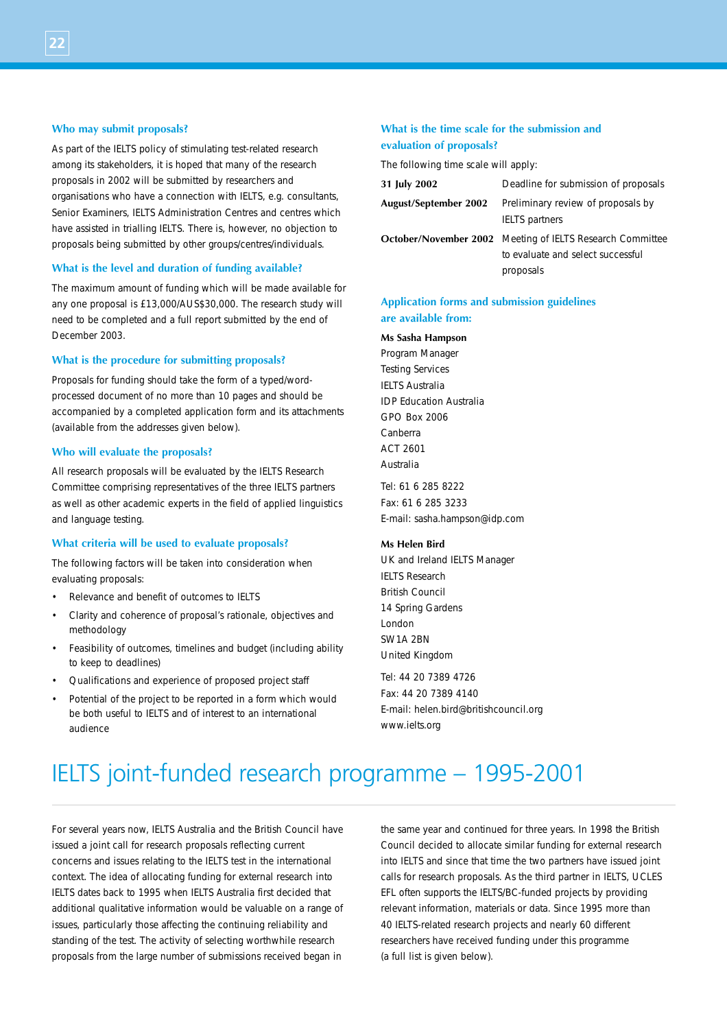### Who may submit proposals?

As part of the IELTS policy of stimulating test-related research among its stakeholders, it is hoped that many of the research proposals in 2002 will be submitted by researchers and organisations who have a connection with IELTS, e.g. consultants, Senior Examiners, IELTS Administration Centres and centres which have assisted in trialling IELTS. There is, however, no objection to proposals being submitted by other groups/centres/individuals.

### What is the level and duration of funding available?

The maximum amount of funding which will be made available for any one proposal is £13,000/AUS$30,000. The research study will need to be completed and a full report submitted by the end of December 2003.

### What is the procedure for submitting proposals?

Proposals for funding should take the form of a typed/word-processed document of no more than 10 pages and should be accompanied by a completed application form and its attachments (available from the addresses given below).

### Who will evaluate the proposals?

All research proposals will be evaluated by the IELTS Research Committee comprising representatives of the three IELTS partners as well as other academic experts in the field of applied linguistics and language testing.

### What criteria will be used to evaluate proposals?

The following factors will be taken into consideration when evaluating proposals:

- Relevance and benefit of outcomes to IELTS
- Clarity and coherence of proposal's rationale, objectives and methodology
- Feasibility of outcomes, timelines and budget (including ability to keep to deadlines)
- Qualifications and experience of proposed project staff
- Potential of the project to be reported in a form which would be both useful to IELTS and of interest to an international audience

### What is the time scale for the submission and evaluation of proposals?

The following time scale will apply:

| | |
|---|---|
| **31 July 2002** | Deadline for submission of proposals |
| **August/September 2002** | Preliminary review of proposals by IELTS partners |
| **October/November 2002** | Meeting of IELTS Research Committee to evaluate and select successful proposals |

### Application forms and submission guidelines are available from:

**Ms Sasha Hampson**
Program Manager
Testing Services
IELTS Australia
IDP Education Australia
GPO Box 2006
Canberra
ACT 2601
Australia

Tel: 61 6 285 8222
Fax: 61 6 285 3233
E-mail: sasha.hampson@idp.com

**Ms Helen Bird**
UK and Ireland IELTS Manager
IELTS Research
British Council
14 Spring Gardens
London
SW1A 2BN
United Kingdom

Tel: 44 20 7389 4726
Fax: 44 20 7389 4140
E-mail: helen.bird@britishcouncil.org
www.ielts.org

# IELTS joint-funded research programme – 1995-2001

For several years now, IELTS Australia and the British Council have issued a joint call for research proposals reflecting current concerns and issues relating to the IELTS test in the international context. The idea of allocating funding for external research into IELTS dates back to 1995 when IELTS Australia first decided that additional qualitative information would be valuable on a range of issues, particularly those affecting the continuing reliability and standing of the test. The activity of selecting worthwhile research proposals from the large number of submissions received began in the same year and continued for three years. In 1998 the British Council decided to allocate similar funding for external research into IELTS and since that time the two partners have issued joint calls for research proposals. As the third partner in IELTS, UCLES EFL often supports the IELTS/BC-funded projects by providing relevant information, materials or data. Since 1995 more than 40 IELTS-related research projects and nearly 60 different researchers have received funding under this programme (a full list is given below).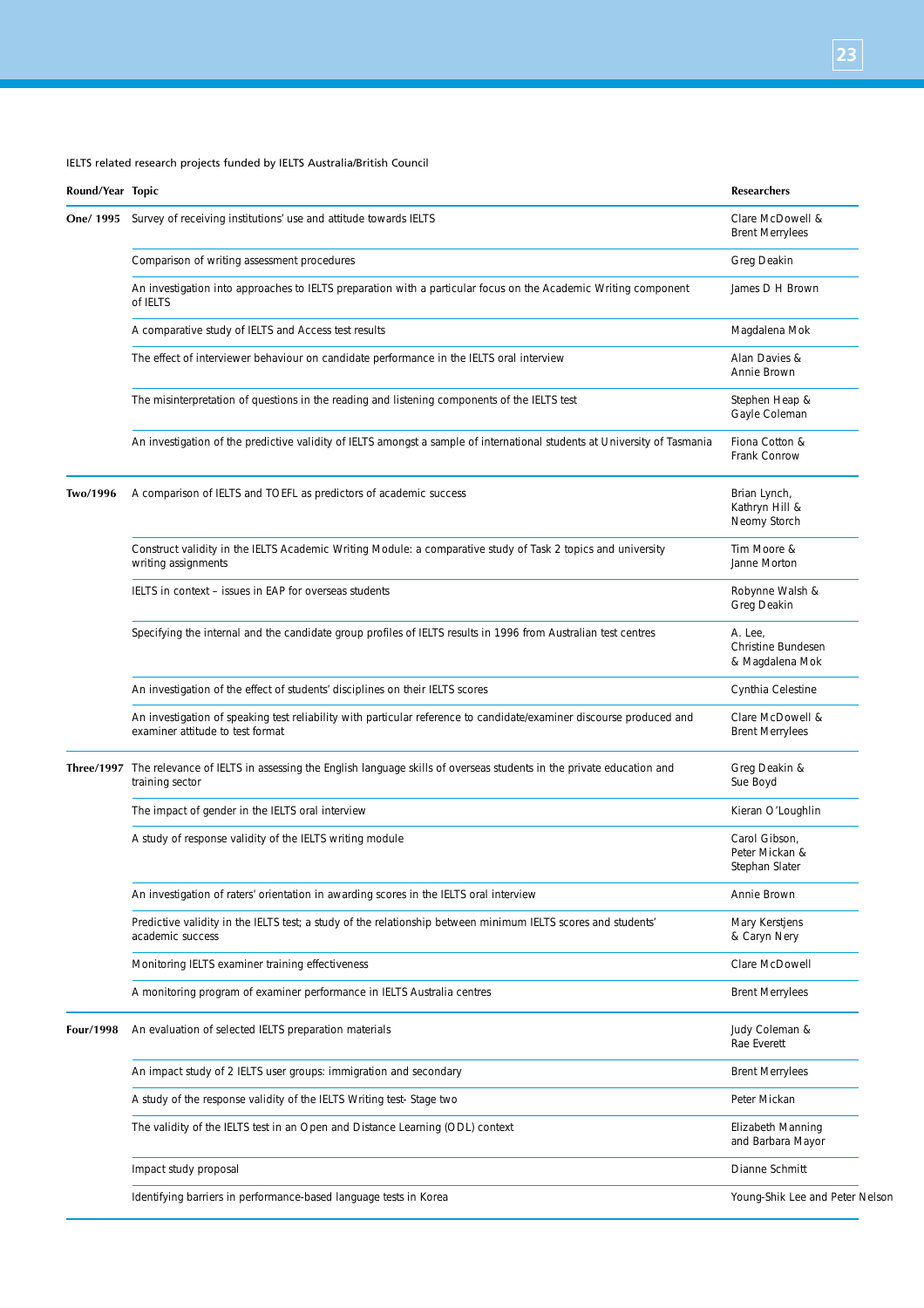IELTS related research projects funded by IELTS Australia/British Council

| Round/Year | Topic | Researchers |
|---|---|---|
| One/ 1995 | Survey of receiving institutions' use and attitude towards IELTS | Clare McDowell & Brent Merrylees |
| | Comparison of writing assessment procedures | Greg Deakin |
| | An investigation into approaches to IELTS preparation with a particular focus on the Academic Writing component of IELTS | James D H Brown |
| | A comparative study of IELTS and Access test results | Magdalena Mok |
| | The effect of interviewer behaviour on candidate performance in the IELTS oral interview | Alan Davies & Annie Brown |
| | The misinterpretation of questions in the reading and listening components of the IELTS test | Stephen Heap & Gayle Coleman |
| | An investigation of the predictive validity of IELTS amongst a sample of international students at University of Tasmania | Fiona Cotton & Frank Conrow |
| Two/1996 | A comparison of IELTS and TOEFL as predictors of academic success | Brian Lynch, Kathryn Hill & Neomy Storch |
| | Construct validity in the IELTS Academic Writing Module: a comparative study of Task 2 topics and university writing assignments | Tim Moore & Janne Morton |
| | IELTS in context – issues in EAP for overseas students | Robynne Walsh & Greg Deakin |
| | Specifying the internal and the candidate group profiles of IELTS results in 1996 from Australian test centres | A. Lee, Christine Bundesen & Magdalena Mok |
| | An investigation of the effect of students' disciplines on their IELTS scores | Cynthia Celestine |
| | An investigation of speaking test reliability with particular reference to candidate/examiner discourse produced and examiner attitude to test format | Clare McDowell & Brent Merrylees |
| Three/1997 | The relevance of IELTS in assessing the English language skills of overseas students in the private education and training sector | Greg Deakin & Sue Boyd |
| | The impact of gender in the IELTS oral interview | Kieran O'Loughlin |
| | A study of response validity of the IELTS writing module | Carol Gibson, Peter Mickan & Stephan Slater |
| | An investigation of raters' orientation in awarding scores in the IELTS oral interview | Annie Brown |
| | Predictive validity in the IELTS test; a study of the relationship between minimum IELTS scores and students' academic success | Mary Kerstjens & Caryn Nery |
| | Monitoring IELTS examiner training effectiveness | Clare McDowell |
| | A monitoring program of examiner performance in IELTS Australia centres | Brent Merrylees |
| Four/1998 | An evaluation of selected IELTS preparation materials | Judy Coleman & Rae Everett |
| | An impact study of 2 IELTS user groups: immigration and secondary | Brent Merrylees |
| | A study of the response validity of the IELTS Writing test- Stage two | Peter Mickan |
| | The validity of the IELTS test in an Open and Distance Learning (ODL) context | Elizabeth Manning and Barbara Mayor |
| | Impact study proposal | Dianne Schmitt |
| | Identifying barriers in performance-based language tests in Korea | Young-Shik Lee and Peter Nelson |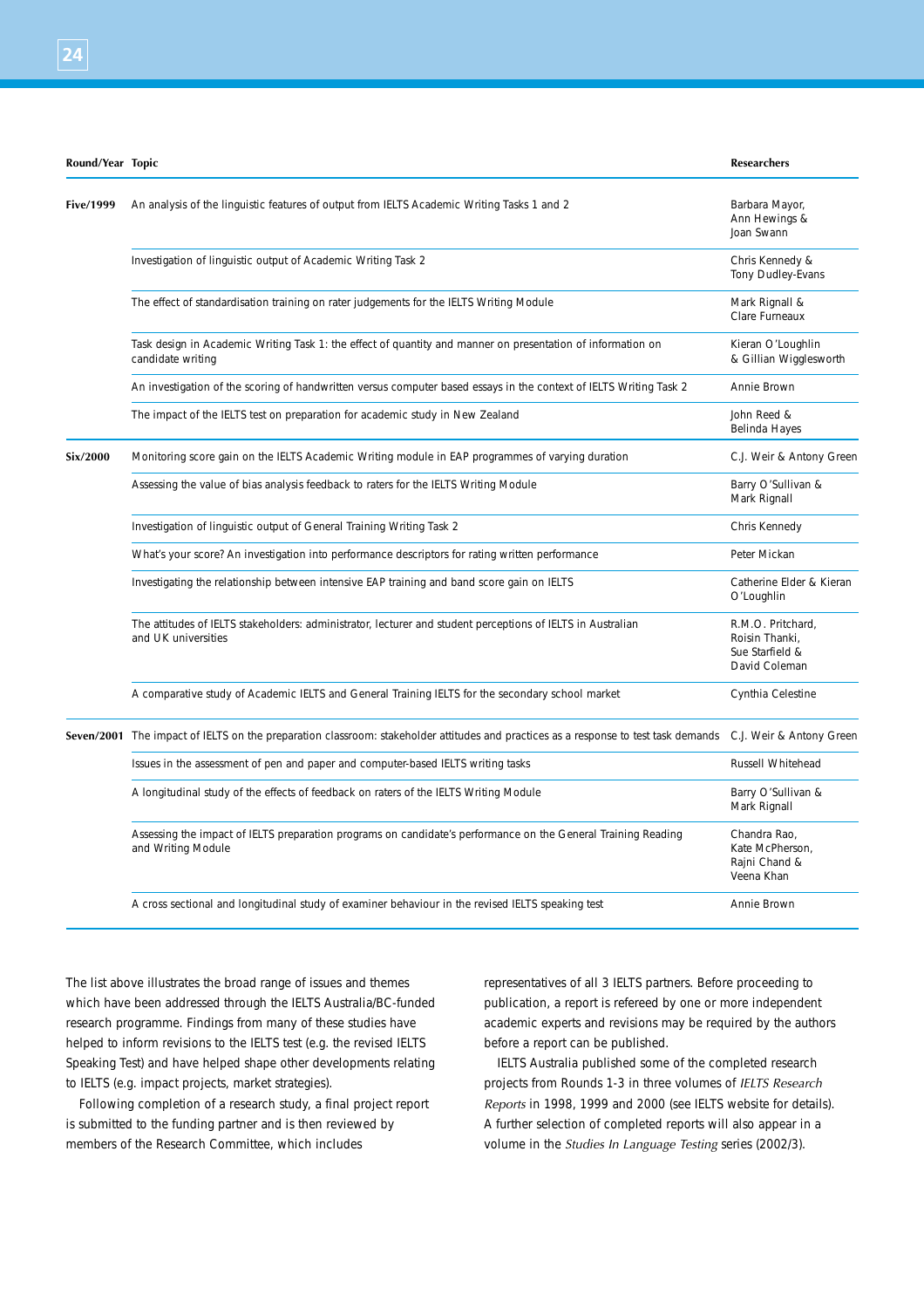| Round/Year | Topic | Researchers |
|---|---|---|
| **Five/1999** | An analysis of the linguistic features of output from IELTS Academic Writing Tasks 1 and 2 | Barbara Mayor, Ann Hewings & Joan Swann |
| | Investigation of linguistic output of Academic Writing Task 2 | Chris Kennedy & Tony Dudley-Evans |
| | The effect of standardisation training on rater judgements for the IELTS Writing Module | Mark Rignall & Clare Furneaux |
| | Task design in Academic Writing Task 1: the effect of quantity and manner on presentation of information on candidate writing | Kieran O'Loughlin & Gillian Wigglesworth |
| | An investigation of the scoring of handwritten versus computer based essays in the context of IELTS Writing Task 2 | Annie Brown |
| | The impact of the IELTS test on preparation for academic study in New Zealand | John Reed & Belinda Hayes |
| **Six/2000** | Monitoring score gain on the IELTS Academic Writing module in EAP programmes of varying duration | C.J. Weir & Antony Green |
| | Assessing the value of bias analysis feedback to raters for the IELTS Writing Module | Barry O'Sullivan & Mark Rignall |
| | Investigation of linguistic output of General Training Writing Task 2 | Chris Kennedy |
| | What's your score? An investigation into performance descriptors for rating written performance | Peter Mickan |
| | Investigating the relationship between intensive EAP training and band score gain on IELTS | Catherine Elder & Kieran O'Loughlin |
| | The attitudes of IELTS stakeholders: administrator, lecturer and student perceptions of IELTS in Australian and UK universities | R.M.O. Pritchard, Roisin Thanki, Sue Starfield & David Coleman |
| | A comparative study of Academic IELTS and General Training IELTS for the secondary school market | Cynthia Celestine |
| **Seven/2001** | The impact of IELTS on the preparation classroom: stakeholder attitudes and practices as a response to test task demands | C.J. Weir & Antony Green |
| | Issues in the assessment of pen and paper and computer-based IELTS writing tasks | Russell Whitehead |
| | A longitudinal study of the effects of feedback on raters of the IELTS Writing Module | Barry O'Sullivan & Mark Rignall |
| | Assessing the impact of IELTS preparation programs on candidate's performance on the General Training Reading and Writing Module | Chandra Rao, Kate McPherson, Rajni Chand & Veena Khan |
| | A cross sectional and longitudinal study of examiner behaviour in the revised IELTS speaking test | Annie Brown |

The list above illustrates the broad range of issues and themes which have been addressed through the IELTS Australia/BC-funded research programme. Findings from many of these studies have helped to inform revisions to the IELTS test (e.g. the revised IELTS Speaking Test) and have helped shape other developments relating to IELTS (e.g. impact projects, market strategies).

Following completion of a research study, a final project report is submitted to the funding partner and is then reviewed by members of the Research Committee, which includes representatives of all 3 IELTS partners. Before proceeding to publication, a report is refereed by one or more independent academic experts and revisions may be required by the authors before a report can be published.

IELTS Australia published some of the completed research projects from Rounds 1-3 in three volumes of *IELTS Research Reports* in 1998, 1999 and 2000 (see IELTS website for details). A further selection of completed reports will also appear in a volume in the *Studies In Language Testing* series (2002/3).